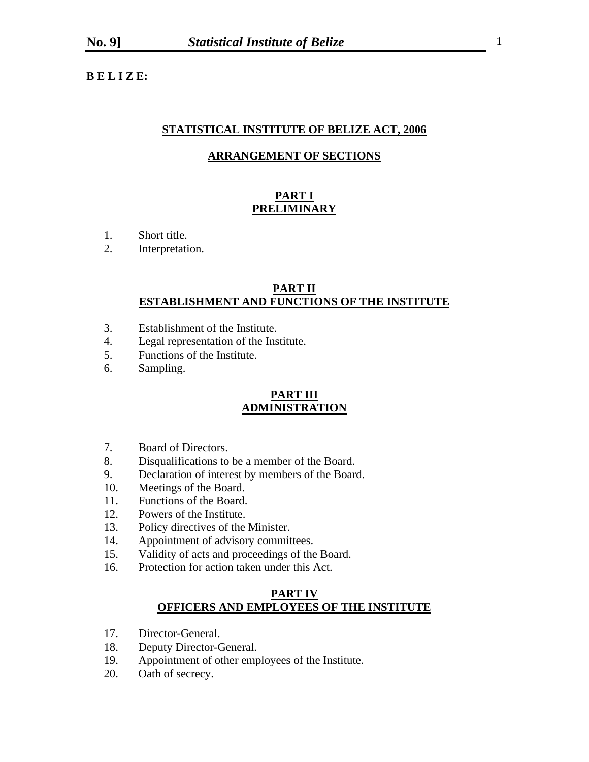**B E L I Z E:**

# STATISTICAL INSTITUTE OF BELIZE ACT, 2006

## ARRANGEMENT OF SECTIONS

### PART I
### PRELIMINARY

1. Short title.
2. Interpretation.

### PART II
### ESTABLISHMENT AND FUNCTIONS OF THE INSTITUTE

3. Establishment of the Institute.
4. Legal representation of the Institute.
5. Functions of the Institute.
6. Sampling.

### PART III
### ADMINISTRATION

7. Board of Directors.
8. Disqualifications to be a member of the Board.
9. Declaration of interest by members of the Board.
10. Meetings of the Board.
11. Functions of the Board.
12. Powers of the Institute.
13. Policy directives of the Minister.
14. Appointment of advisory committees.
15. Validity of acts and proceedings of the Board.
16. Protection for action taken under this Act.

### PART IV
### OFFICERS AND EMPLOYEES OF THE INSTITUTE

17. Director-General.
18. Deputy Director-General.
19. Appointment of other employees of the Institute.
20. Oath of secrecy.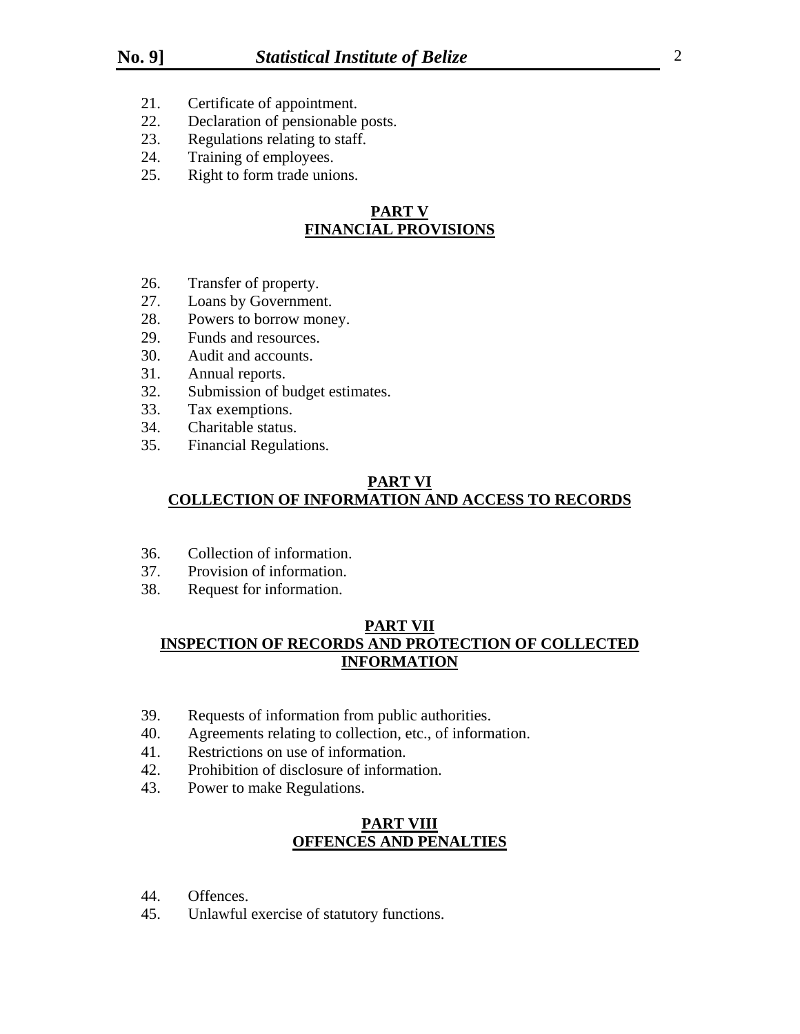21. Certificate of appointment.
22. Declaration of pensionable posts.
23. Regulations relating to staff.
24. Training of employees.
25. Right to form trade unions.

## PART V
## FINANCIAL PROVISIONS

26. Transfer of property.
27. Loans by Government.
28. Powers to borrow money.
29. Funds and resources.
30. Audit and accounts.
31. Annual reports.
32. Submission of budget estimates.
33. Tax exemptions.
34. Charitable status.
35. Financial Regulations.

## PART VI
## COLLECTION OF INFORMATION AND ACCESS TO RECORDS

36. Collection of information.
37. Provision of information.
38. Request for information.

## PART VII
## INSPECTION OF RECORDS AND PROTECTION OF COLLECTED INFORMATION

39. Requests of information from public authorities.
40. Agreements relating to collection, etc., of information.
41. Restrictions on use of information.
42. Prohibition of disclosure of information.
43. Power to make Regulations.

## PART VIII
## OFFENCES AND PENALTIES

44. Offences.
45. Unlawful exercise of statutory functions.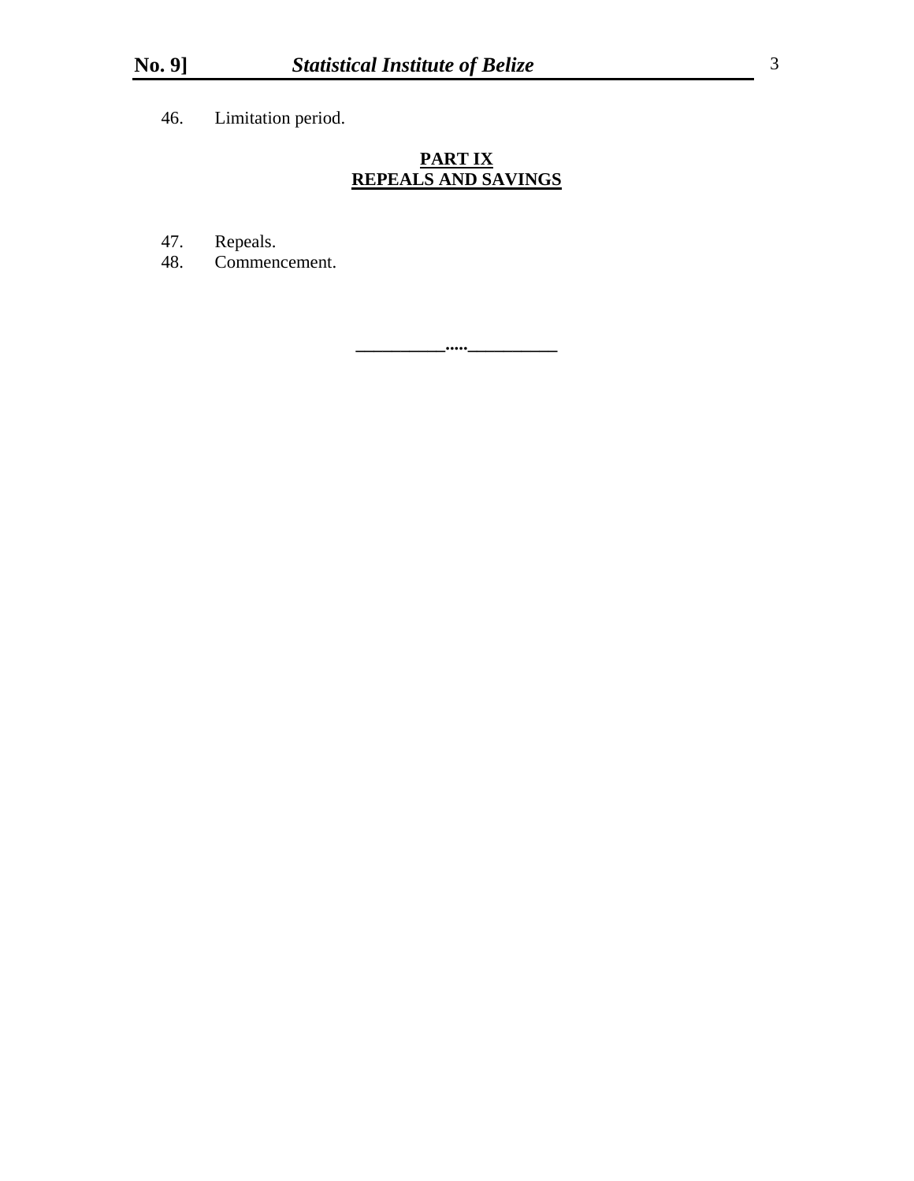46. Limitation period.

**PART IX**
**REPEALS AND SAVINGS**

47. Repeals.
48. Commencement.

__________.....__________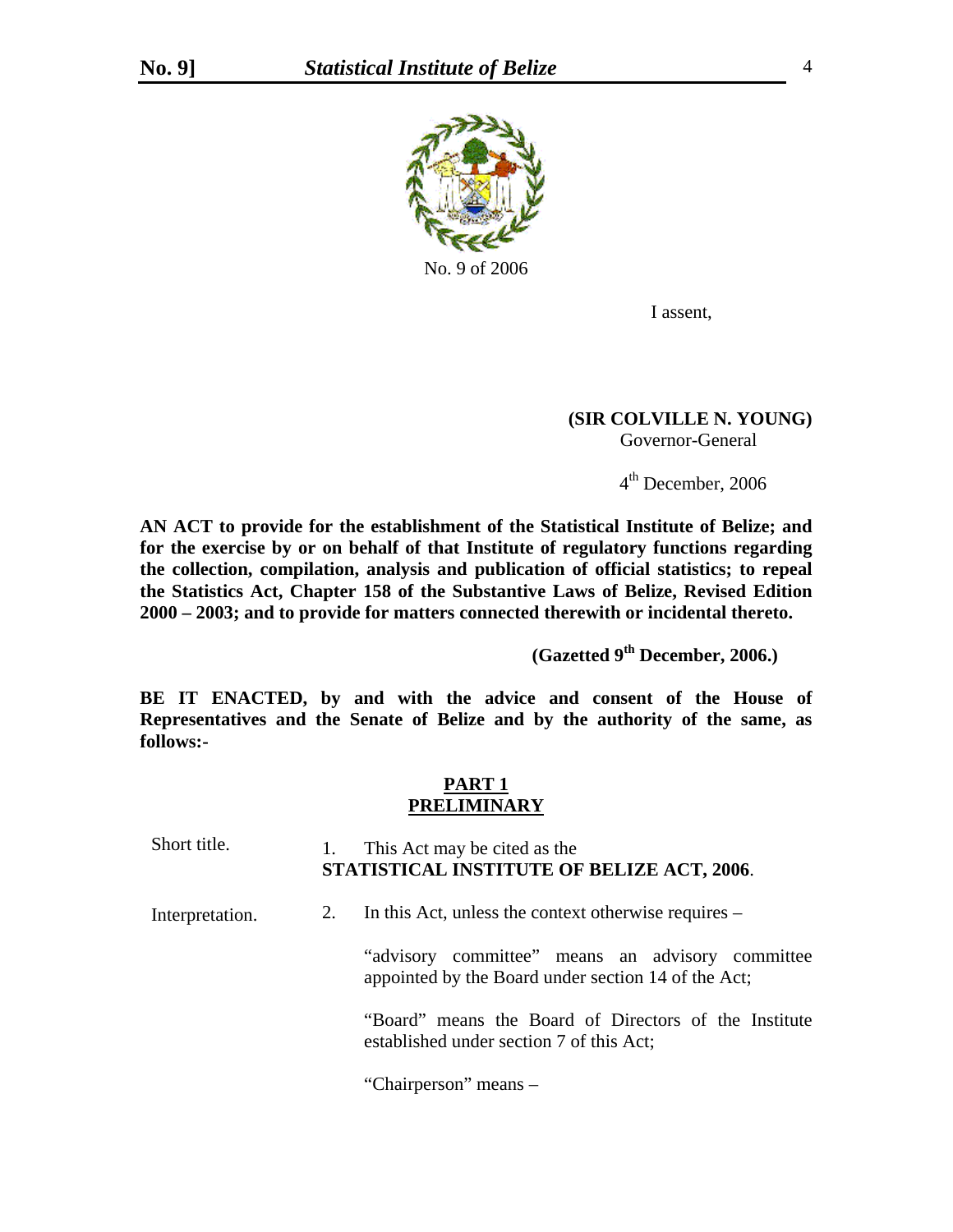No. 9 of 2006

I assent,

**(SIR COLVILLE N. YOUNG)**
Governor-General

4th December, 2006

**AN ACT to provide for the establishment of the Statistical Institute of Belize; and for the exercise by or on behalf of that Institute of regulatory functions regarding the collection, compilation, analysis and publication of official statistics; to repeal the Statistics Act, Chapter 158 of the Substantive Laws of Belize, Revised Edition 2000 – 2003; and to provide for matters connected therewith or incidental thereto.**

**(Gazetted 9th December, 2006.)**

**BE IT ENACTED, by and with the advice and consent of the House of Representatives and the Senate of Belize and by the authority of the same, as follows:-**

## PART 1
## PRELIMINARY

Short title.

1. This Act may be cited as the **STATISTICAL INSTITUTE OF BELIZE ACT, 2006**.

Interpretation.

2. In this Act, unless the context otherwise requires –

"advisory committee" means an advisory committee appointed by the Board under section 14 of the Act;

"Board" means the Board of Directors of the Institute established under section 7 of this Act;

"Chairperson" means –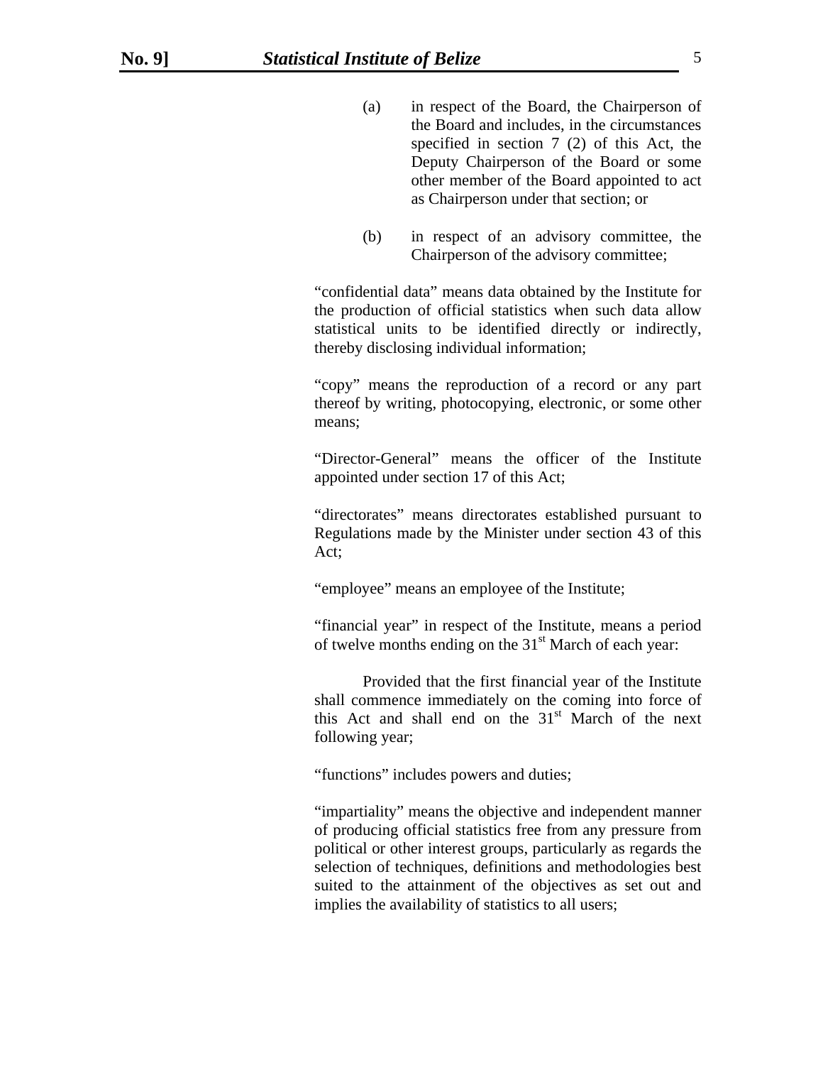(a) in respect of the Board, the Chairperson of the Board and includes, in the circumstances specified in section 7 (2) of this Act, the Deputy Chairperson of the Board or some other member of the Board appointed to act as Chairperson under that section; or

(b) in respect of an advisory committee, the Chairperson of the advisory committee;

"confidential data" means data obtained by the Institute for the production of official statistics when such data allow statistical units to be identified directly or indirectly, thereby disclosing individual information;

"copy" means the reproduction of a record or any part thereof by writing, photocopying, electronic, or some other means;

"Director-General" means the officer of the Institute appointed under section 17 of this Act;

"directorates" means directorates established pursuant to Regulations made by the Minister under section 43 of this Act;

"employee" means an employee of the Institute;

"financial year" in respect of the Institute, means a period of twelve months ending on the 31st March of each year:

Provided that the first financial year of the Institute shall commence immediately on the coming into force of this Act and shall end on the 31st March of the next following year;

"functions" includes powers and duties;

"impartiality" means the objective and independent manner of producing official statistics free from any pressure from political or other interest groups, particularly as regards the selection of techniques, definitions and methodologies best suited to the attainment of the objectives as set out and implies the availability of statistics to all users;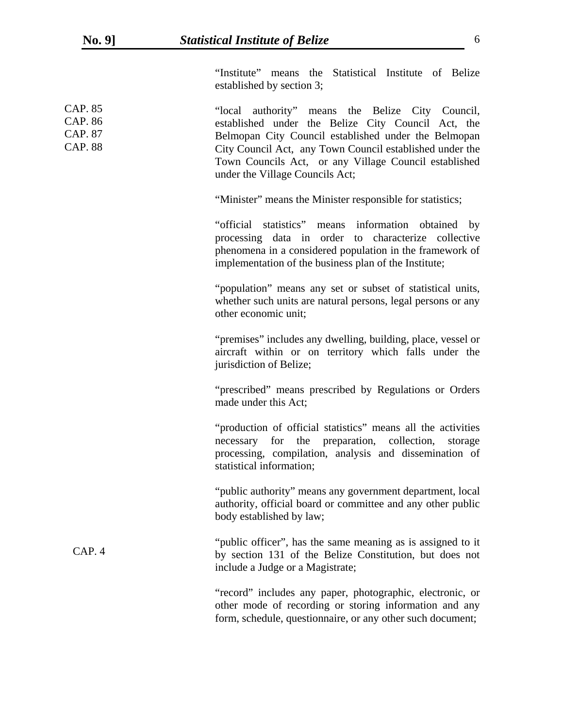"Institute" means the Statistical Institute of Belize established by section 3;

CAP. 85
CAP. 86
CAP. 87
CAP. 88

"local authority" means the Belize City Council, established under the Belize City Council Act, the Belmopan City Council established under the Belmopan City Council Act, any Town Council established under the Town Councils Act, or any Village Council established under the Village Councils Act;

"Minister" means the Minister responsible for statistics;

"official statistics" means information obtained by processing data in order to characterize collective phenomena in a considered population in the framework of implementation of the business plan of the Institute;

"population" means any set or subset of statistical units, whether such units are natural persons, legal persons or any other economic unit;

"premises" includes any dwelling, building, place, vessel or aircraft within or on territory which falls under the jurisdiction of Belize;

"prescribed" means prescribed by Regulations or Orders made under this Act;

"production of official statistics" means all the activities necessary for the preparation, collection, storage processing, compilation, analysis and dissemination of statistical information;

"public authority" means any government department, local authority, official board or committee and any other public body established by law;

CAP. 4

"public officer", has the same meaning as is assigned to it by section 131 of the Belize Constitution, but does not include a Judge or a Magistrate;

"record" includes any paper, photographic, electronic, or other mode of recording or storing information and any form, schedule, questionnaire, or any other such document;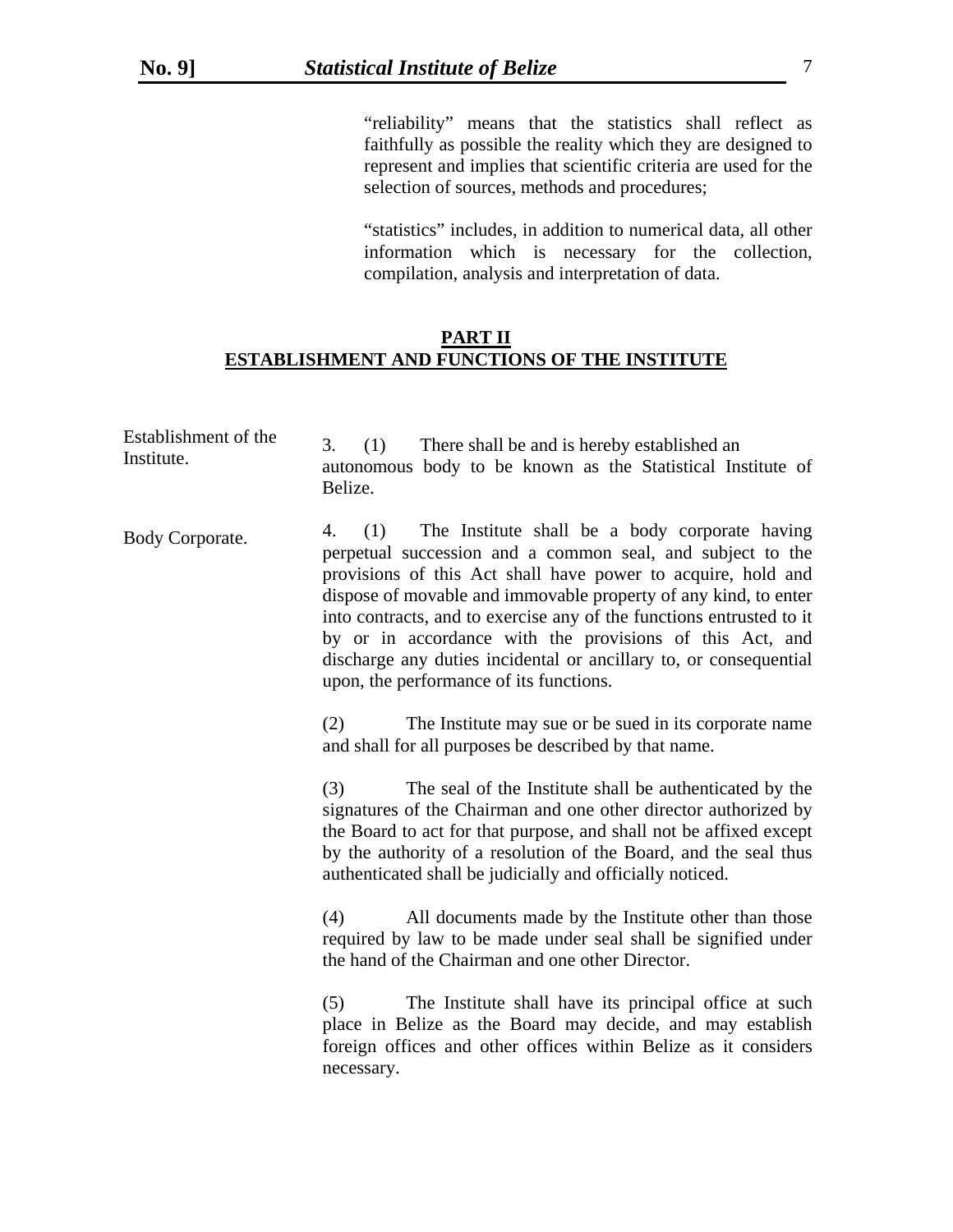"reliability" means that the statistics shall reflect as faithfully as possible the reality which they are designed to represent and implies that scientific criteria are used for the selection of sources, methods and procedures;

"statistics" includes, in addition to numerical data, all other information which is necessary for the collection, compilation, analysis and interpretation of data.

## PART II
## ESTABLISHMENT AND FUNCTIONS OF THE INSTITUTE

Establishment of the Institute.

3. (1) There shall be and is hereby established an autonomous body to be known as the Statistical Institute of Belize.

Body Corporate.

4. (1) The Institute shall be a body corporate having perpetual succession and a common seal, and subject to the provisions of this Act shall have power to acquire, hold and dispose of movable and immovable property of any kind, to enter into contracts, and to exercise any of the functions entrusted to it by or in accordance with the provisions of this Act, and discharge any duties incidental or ancillary to, or consequential upon, the performance of its functions.

(2) The Institute may sue or be sued in its corporate name and shall for all purposes be described by that name.

(3) The seal of the Institute shall be authenticated by the signatures of the Chairman and one other director authorized by the Board to act for that purpose, and shall not be affixed except by the authority of a resolution of the Board, and the seal thus authenticated shall be judicially and officially noticed.

(4) All documents made by the Institute other than those required by law to be made under seal shall be signified under the hand of the Chairman and one other Director.

(5) The Institute shall have its principal office at such place in Belize as the Board may decide, and may establish foreign offices and other offices within Belize as it considers necessary.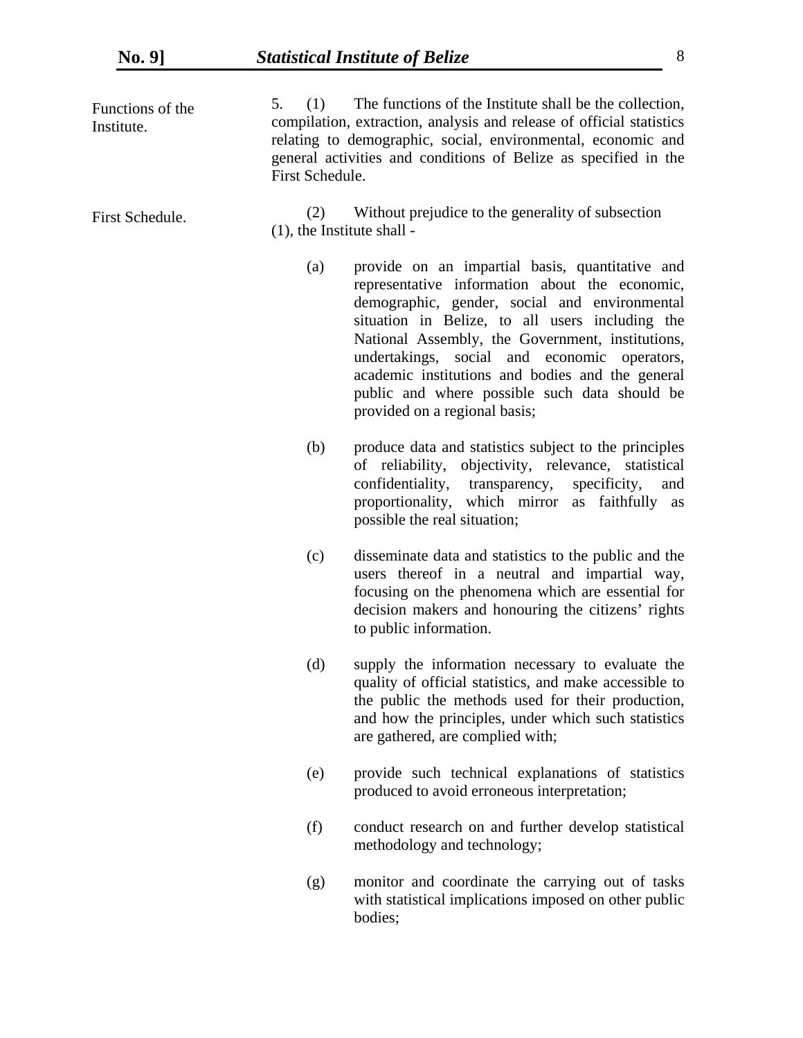Functions of the Institute.

5. (1) The functions of the Institute shall be the collection, compilation, extraction, analysis and release of official statistics relating to demographic, social, environmental, economic and general activities and conditions of Belize as specified in the First Schedule.

First Schedule.

(2) Without prejudice to the generality of subsection (1), the Institute shall -

(a) provide on an impartial basis, quantitative and representative information about the economic, demographic, gender, social and environmental situation in Belize, to all users including the National Assembly, the Government, institutions, undertakings, social and economic operators, academic institutions and bodies and the general public and where possible such data should be provided on a regional basis;

(b) produce data and statistics subject to the principles of reliability, objectivity, relevance, statistical confidentiality, transparency, specificity, and proportionality, which mirror as faithfully as possible the real situation;

(c) disseminate data and statistics to the public and the users thereof in a neutral and impartial way, focusing on the phenomena which are essential for decision makers and honouring the citizens' rights to public information.

(d) supply the information necessary to evaluate the quality of official statistics, and make accessible to the public the methods used for their production, and how the principles, under which such statistics are gathered, are complied with;

(e) provide such technical explanations of statistics produced to avoid erroneous interpretation;

(f) conduct research on and further develop statistical methodology and technology;

(g) monitor and coordinate the carrying out of tasks with statistical implications imposed on other public bodies;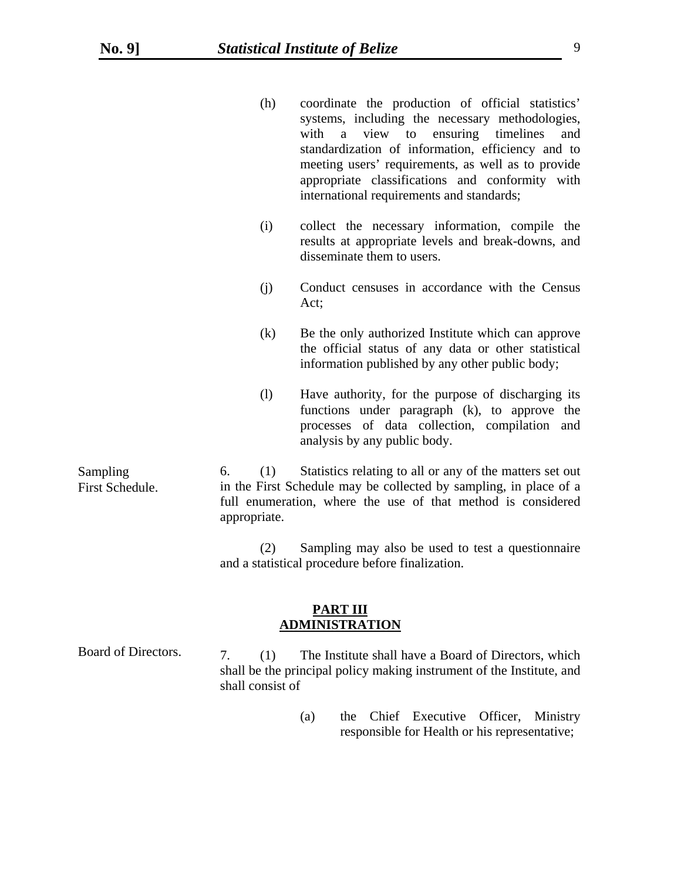(h) coordinate the production of official statistics' systems, including the necessary methodologies, with a view to ensuring timelines and standardization of information, efficiency and to meeting users' requirements, as well as to provide appropriate classifications and conformity with international requirements and standards;

(i) collect the necessary information, compile the results at appropriate levels and break-downs, and disseminate them to users.

(j) Conduct censuses in accordance with the Census Act;

(k) Be the only authorized Institute which can approve the official status of any data or other statistical information published by any other public body;

(l) Have authority, for the purpose of discharging its functions under paragraph (k), to approve the processes of data collection, compilation and analysis by any public body.

Sampling
First Schedule.

6. (1) Statistics relating to all or any of the matters set out in the First Schedule may be collected by sampling, in place of a full enumeration, where the use of that method is considered appropriate.

(2) Sampling may also be used to test a questionnaire and a statistical procedure before finalization.

## PART III
## ADMINISTRATION

Board of Directors.

7. (1) The Institute shall have a Board of Directors, which shall be the principal policy making instrument of the Institute, and shall consist of

(a) the Chief Executive Officer, Ministry responsible for Health or his representative;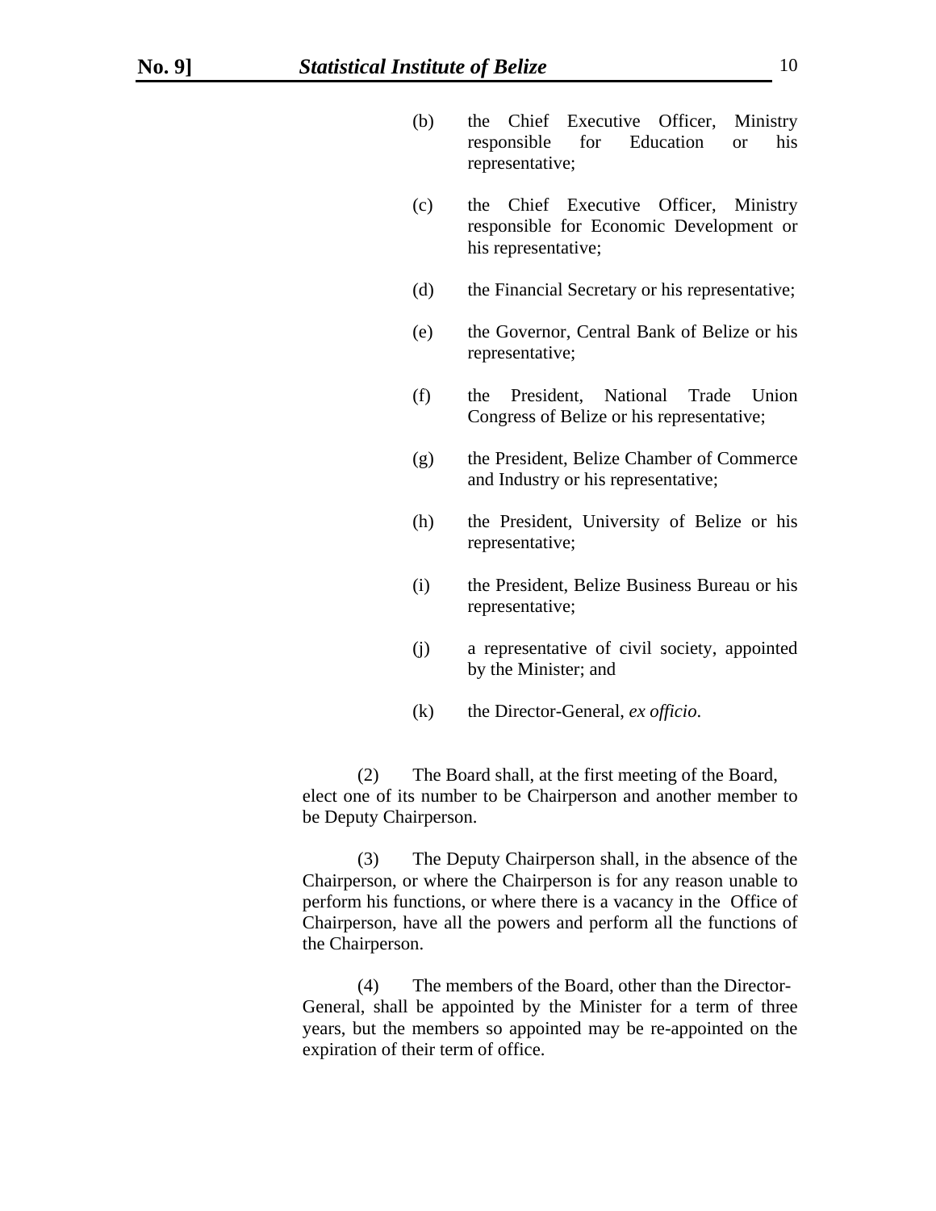(b) the Chief Executive Officer, Ministry responsible for Education or his representative;

(c) the Chief Executive Officer, Ministry responsible for Economic Development or his representative;

(d) the Financial Secretary or his representative;

(e) the Governor, Central Bank of Belize or his representative;

(f) the President, National Trade Union Congress of Belize or his representative;

(g) the President, Belize Chamber of Commerce and Industry or his representative;

(h) the President, University of Belize or his representative;

(i) the President, Belize Business Bureau or his representative;

(j) a representative of civil society, appointed by the Minister; and

(k) the Director-General, *ex officio*.

(2) The Board shall, at the first meeting of the Board, elect one of its number to be Chairperson and another member to be Deputy Chairperson.

(3) The Deputy Chairperson shall, in the absence of the Chairperson, or where the Chairperson is for any reason unable to perform his functions, or where there is a vacancy in the Office of Chairperson, have all the powers and perform all the functions of the Chairperson.

(4) The members of the Board, other than the Director-General, shall be appointed by the Minister for a term of three years, but the members so appointed may be re-appointed on the expiration of their term of office.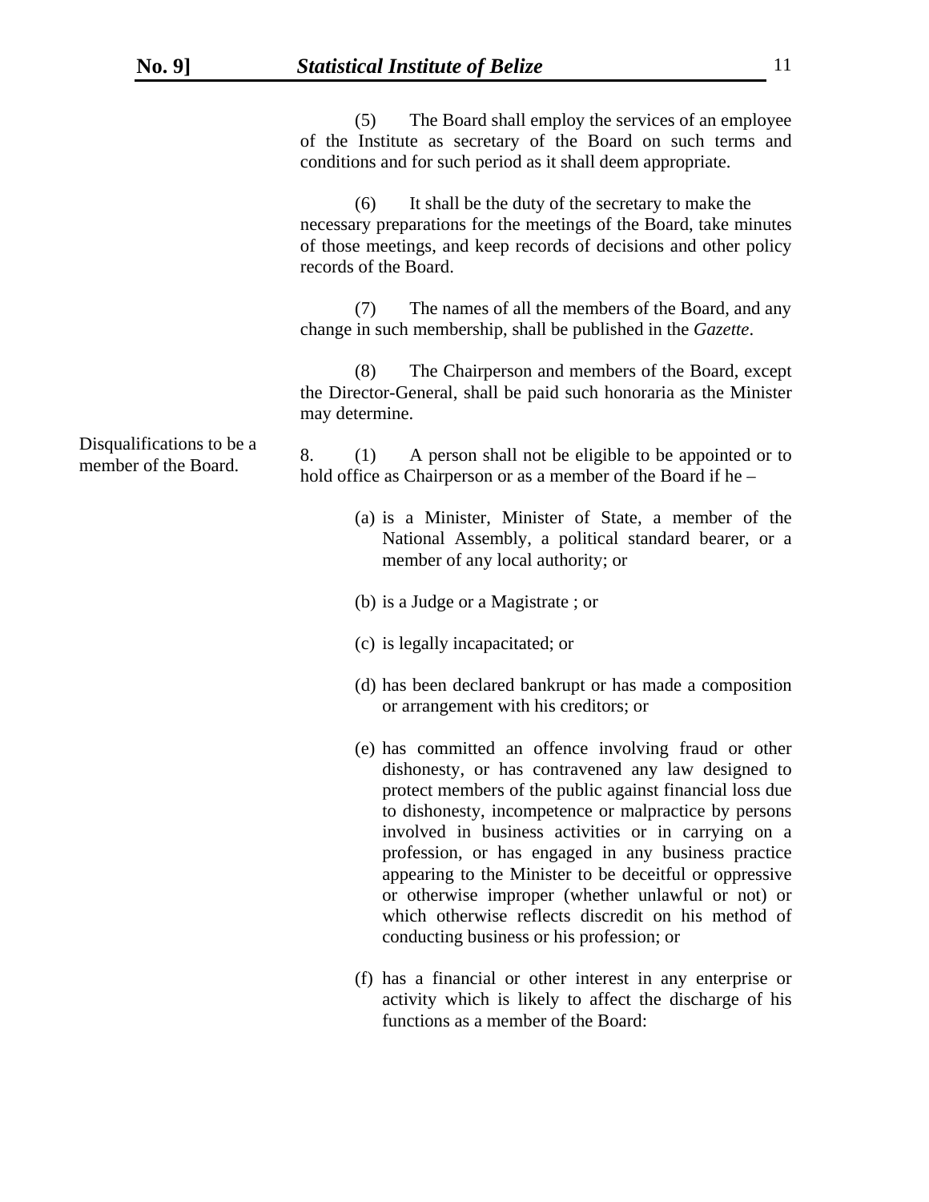(5) The Board shall employ the services of an employee of the Institute as secretary of the Board on such terms and conditions and for such period as it shall deem appropriate.

(6) It shall be the duty of the secretary to make the necessary preparations for the meetings of the Board, take minutes of those meetings, and keep records of decisions and other policy records of the Board.

(7) The names of all the members of the Board, and any change in such membership, shall be published in the *Gazette*.

(8) The Chairperson and members of the Board, except the Director-General, shall be paid such honoraria as the Minister may determine.

Disqualifications to be a member of the Board.

8. (1) A person shall not be eligible to be appointed or to hold office as Chairperson or as a member of the Board if he –

(a) is a Minister, Minister of State, a member of the National Assembly, a political standard bearer, or a member of any local authority; or

(b) is a Judge or a Magistrate ; or

(c) is legally incapacitated; or

(d) has been declared bankrupt or has made a composition or arrangement with his creditors; or

(e) has committed an offence involving fraud or other dishonesty, or has contravened any law designed to protect members of the public against financial loss due to dishonesty, incompetence or malpractice by persons involved in business activities or in carrying on a profession, or has engaged in any business practice appearing to the Minister to be deceitful or oppressive or otherwise improper (whether unlawful or not) or which otherwise reflects discredit on his method of conducting business or his profession; or

(f) has a financial or other interest in any enterprise or activity which is likely to affect the discharge of his functions as a member of the Board: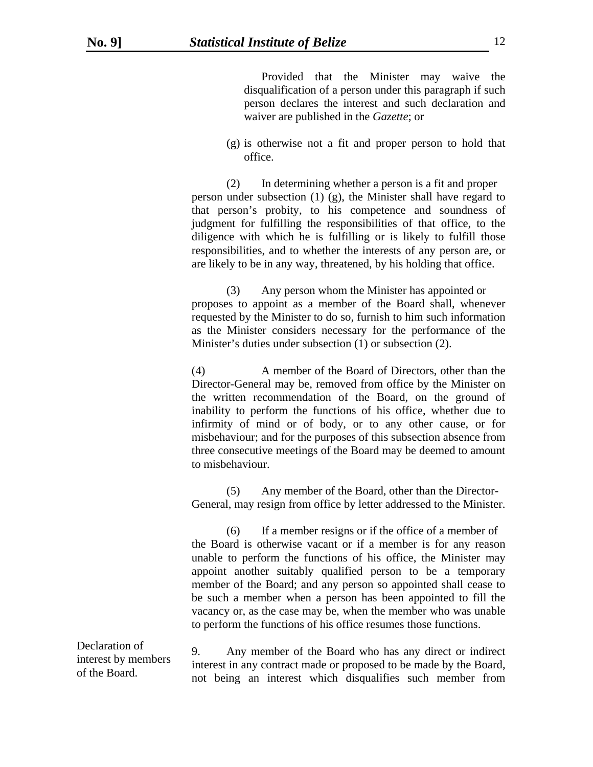Provided that the Minister may waive the disqualification of a person under this paragraph if such person declares the interest and such declaration and waiver are published in the *Gazette*; or

(g) is otherwise not a fit and proper person to hold that office.

(2) In determining whether a person is a fit and proper person under subsection (1) (g), the Minister shall have regard to that person's probity, to his competence and soundness of judgment for fulfilling the responsibilities of that office, to the diligence with which he is fulfilling or is likely to fulfill those responsibilities, and to whether the interests of any person are, or are likely to be in any way, threatened, by his holding that office.

(3) Any person whom the Minister has appointed or proposes to appoint as a member of the Board shall, whenever requested by the Minister to do so, furnish to him such information as the Minister considers necessary for the performance of the Minister's duties under subsection (1) or subsection (2).

(4) A member of the Board of Directors, other than the Director-General may be, removed from office by the Minister on the written recommendation of the Board, on the ground of inability to perform the functions of his office, whether due to infirmity of mind or of body, or to any other cause, or for misbehaviour; and for the purposes of this subsection absence from three consecutive meetings of the Board may be deemed to amount to misbehaviour.

(5) Any member of the Board, other than the Director-General, may resign from office by letter addressed to the Minister.

(6) If a member resigns or if the office of a member of the Board is otherwise vacant or if a member is for any reason unable to perform the functions of his office, the Minister may appoint another suitably qualified person to be a temporary member of the Board; and any person so appointed shall cease to be such a member when a person has been appointed to fill the vacancy or, as the case may be, when the member who was unable to perform the functions of his office resumes those functions.

Declaration of interest by members of the Board.

9. Any member of the Board who has any direct or indirect interest in any contract made or proposed to be made by the Board, not being an interest which disqualifies such member from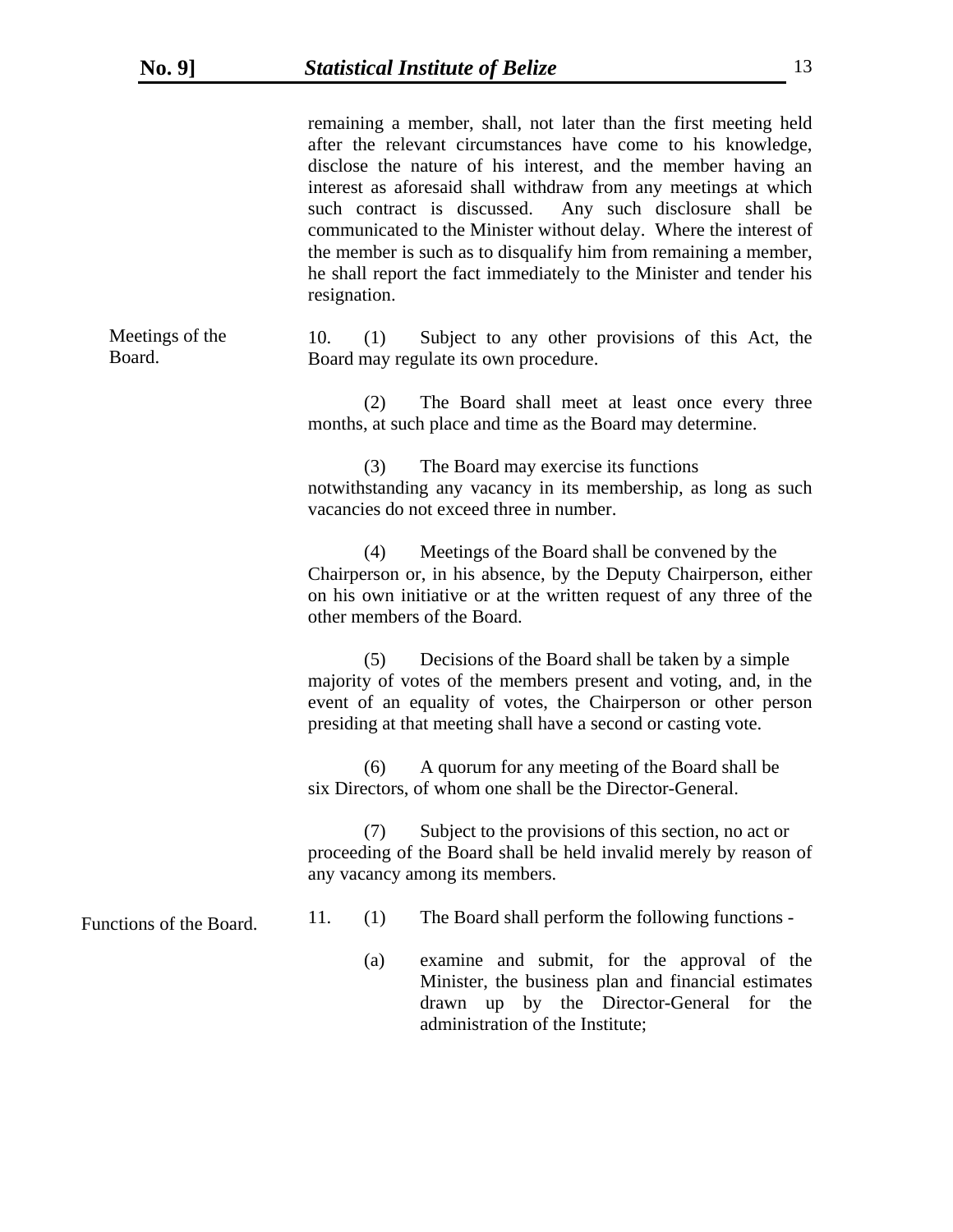remaining a member, shall, not later than the first meeting held after the relevant circumstances have come to his knowledge, disclose the nature of his interest, and the member having an interest as aforesaid shall withdraw from any meetings at which such contract is discussed. Any such disclosure shall be communicated to the Minister without delay. Where the interest of the member is such as to disqualify him from remaining a member, he shall report the fact immediately to the Minister and tender his resignation.

Meetings of the Board.

10. (1) Subject to any other provisions of this Act, the Board may regulate its own procedure.

(2) The Board shall meet at least once every three months, at such place and time as the Board may determine.

(3) The Board may exercise its functions notwithstanding any vacancy in its membership, as long as such vacancies do not exceed three in number.

(4) Meetings of the Board shall be convened by the Chairperson or, in his absence, by the Deputy Chairperson, either on his own initiative or at the written request of any three of the other members of the Board.

(5) Decisions of the Board shall be taken by a simple majority of votes of the members present and voting, and, in the event of an equality of votes, the Chairperson or other person presiding at that meeting shall have a second or casting vote.

(6) A quorum for any meeting of the Board shall be six Directors, of whom one shall be the Director-General.

(7) Subject to the provisions of this section, no act or proceeding of the Board shall be held invalid merely by reason of any vacancy among its members.

Functions of the Board.

11. (1) The Board shall perform the following functions -

(a) examine and submit, for the approval of the Minister, the business plan and financial estimates drawn up by the Director-General for the administration of the Institute;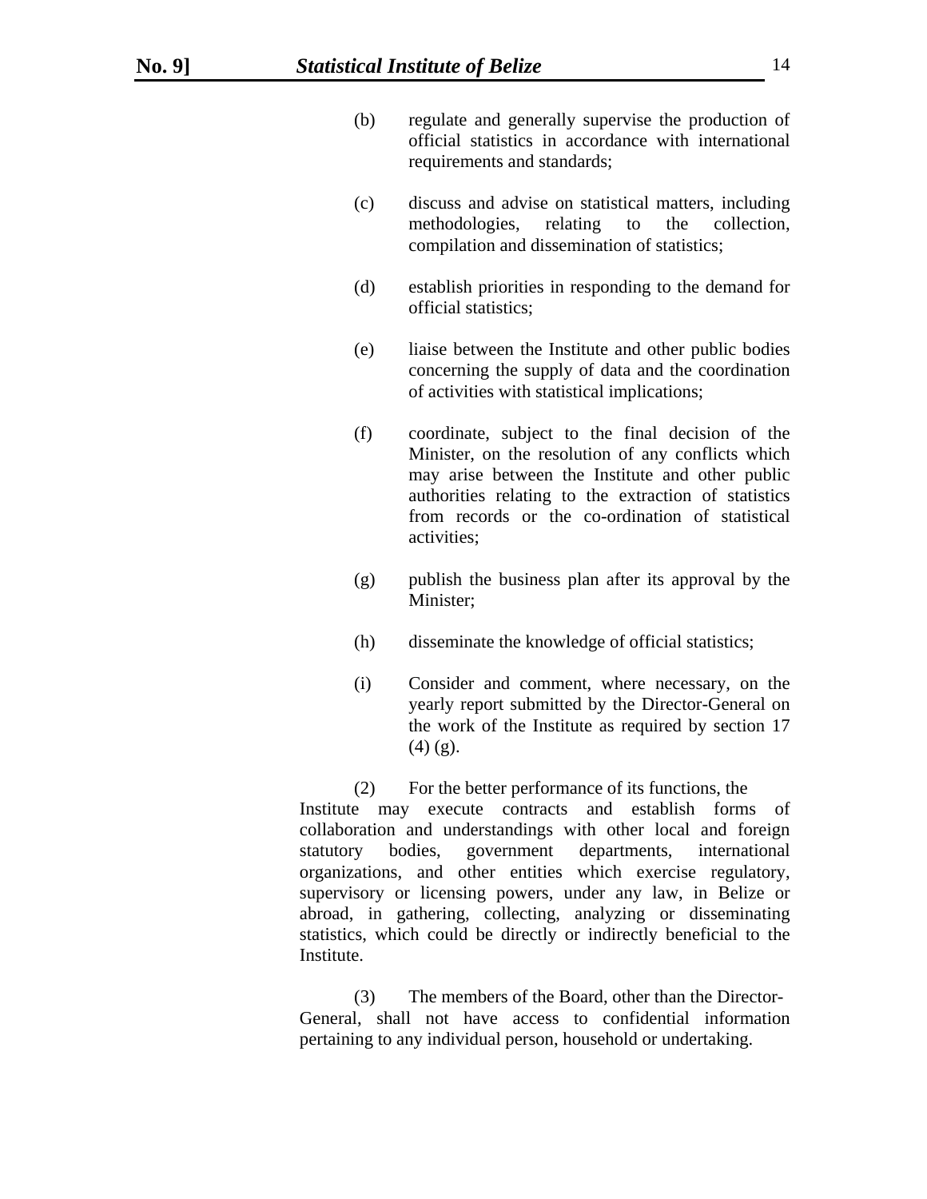(b) regulate and generally supervise the production of official statistics in accordance with international requirements and standards;

(c) discuss and advise on statistical matters, including methodologies, relating to the collection, compilation and dissemination of statistics;

(d) establish priorities in responding to the demand for official statistics;

(e) liaise between the Institute and other public bodies concerning the supply of data and the coordination of activities with statistical implications;

(f) coordinate, subject to the final decision of the Minister, on the resolution of any conflicts which may arise between the Institute and other public authorities relating to the extraction of statistics from records or the co-ordination of statistical activities;

(g) publish the business plan after its approval by the Minister;

(h) disseminate the knowledge of official statistics;

(i) Consider and comment, where necessary, on the yearly report submitted by the Director-General on the work of the Institute as required by section 17 (4) (g).

(2) For the better performance of its functions, the Institute may execute contracts and establish forms of collaboration and understandings with other local and foreign statutory bodies, government departments, international organizations, and other entities which exercise regulatory, supervisory or licensing powers, under any law, in Belize or abroad, in gathering, collecting, analyzing or disseminating statistics, which could be directly or indirectly beneficial to the Institute.

(3) The members of the Board, other than the Director-General, shall not have access to confidential information pertaining to any individual person, household or undertaking.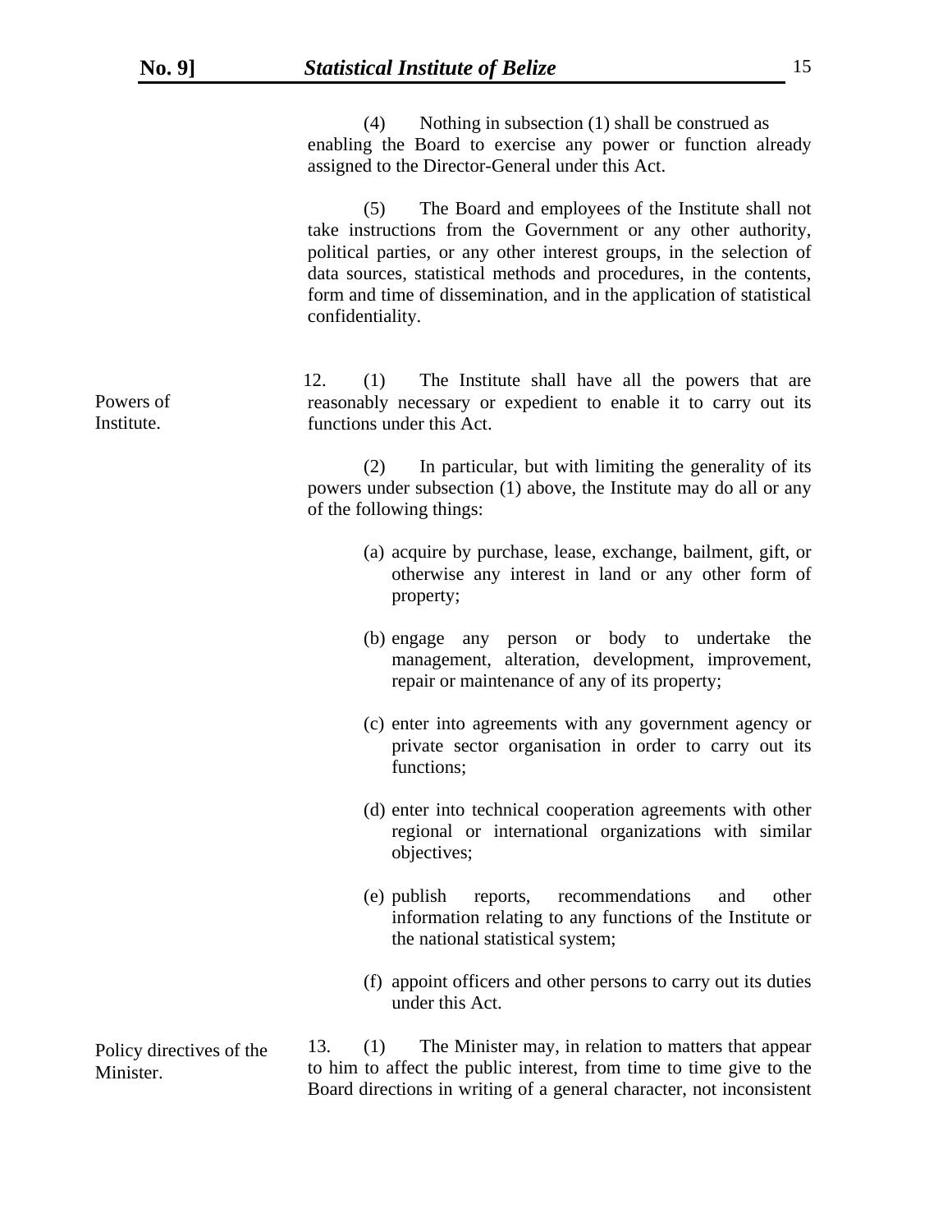(4) Nothing in subsection (1) shall be construed as enabling the Board to exercise any power or function already assigned to the Director-General under this Act.

(5) The Board and employees of the Institute shall not take instructions from the Government or any other authority, political parties, or any other interest groups, in the selection of data sources, statistical methods and procedures, in the contents, form and time of dissemination, and in the application of statistical confidentiality.

Powers of Institute.

12. (1) The Institute shall have all the powers that are reasonably necessary or expedient to enable it to carry out its functions under this Act.

(2) In particular, but with limiting the generality of its powers under subsection (1) above, the Institute may do all or any of the following things:

(a) acquire by purchase, lease, exchange, bailment, gift, or otherwise any interest in land or any other form of property;

(b) engage any person or body to undertake the management, alteration, development, improvement, repair or maintenance of any of its property;

(c) enter into agreements with any government agency or private sector organisation in order to carry out its functions;

(d) enter into technical cooperation agreements with other regional or international organizations with similar objectives;

(e) publish reports, recommendations and other information relating to any functions of the Institute or the national statistical system;

(f) appoint officers and other persons to carry out its duties under this Act.

Policy directives of the Minister.

13. (1) The Minister may, in relation to matters that appear to him to affect the public interest, from time to time give to the Board directions in writing of a general character, not inconsistent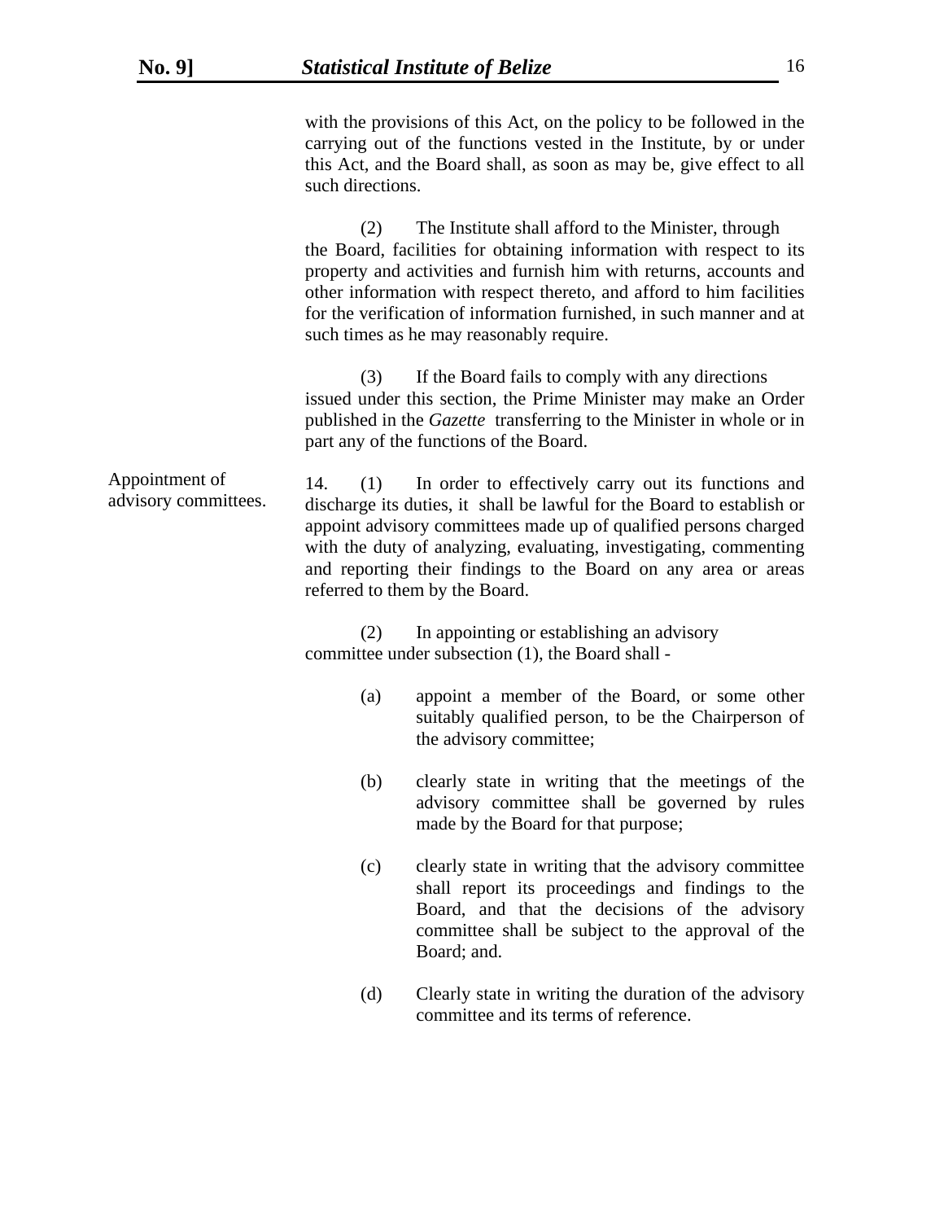with the provisions of this Act, on the policy to be followed in the carrying out of the functions vested in the Institute, by or under this Act, and the Board shall, as soon as may be, give effect to all such directions.

(2) The Institute shall afford to the Minister, through the Board, facilities for obtaining information with respect to its property and activities and furnish him with returns, accounts and other information with respect thereto, and afford to him facilities for the verification of information furnished, in such manner and at such times as he may reasonably require.

(3) If the Board fails to comply with any directions issued under this section, the Prime Minister may make an Order published in the *Gazette* transferring to the Minister in whole or in part any of the functions of the Board.

Appointment of advisory committees.

14. (1) In order to effectively carry out its functions and discharge its duties, it shall be lawful for the Board to establish or appoint advisory committees made up of qualified persons charged with the duty of analyzing, evaluating, investigating, commenting and reporting their findings to the Board on any area or areas referred to them by the Board.

(2) In appointing or establishing an advisory committee under subsection (1), the Board shall -

(a) appoint a member of the Board, or some other suitably qualified person, to be the Chairperson of the advisory committee;

(b) clearly state in writing that the meetings of the advisory committee shall be governed by rules made by the Board for that purpose;

(c) clearly state in writing that the advisory committee shall report its proceedings and findings to the Board, and that the decisions of the advisory committee shall be subject to the approval of the Board; and.

(d) Clearly state in writing the duration of the advisory committee and its terms of reference.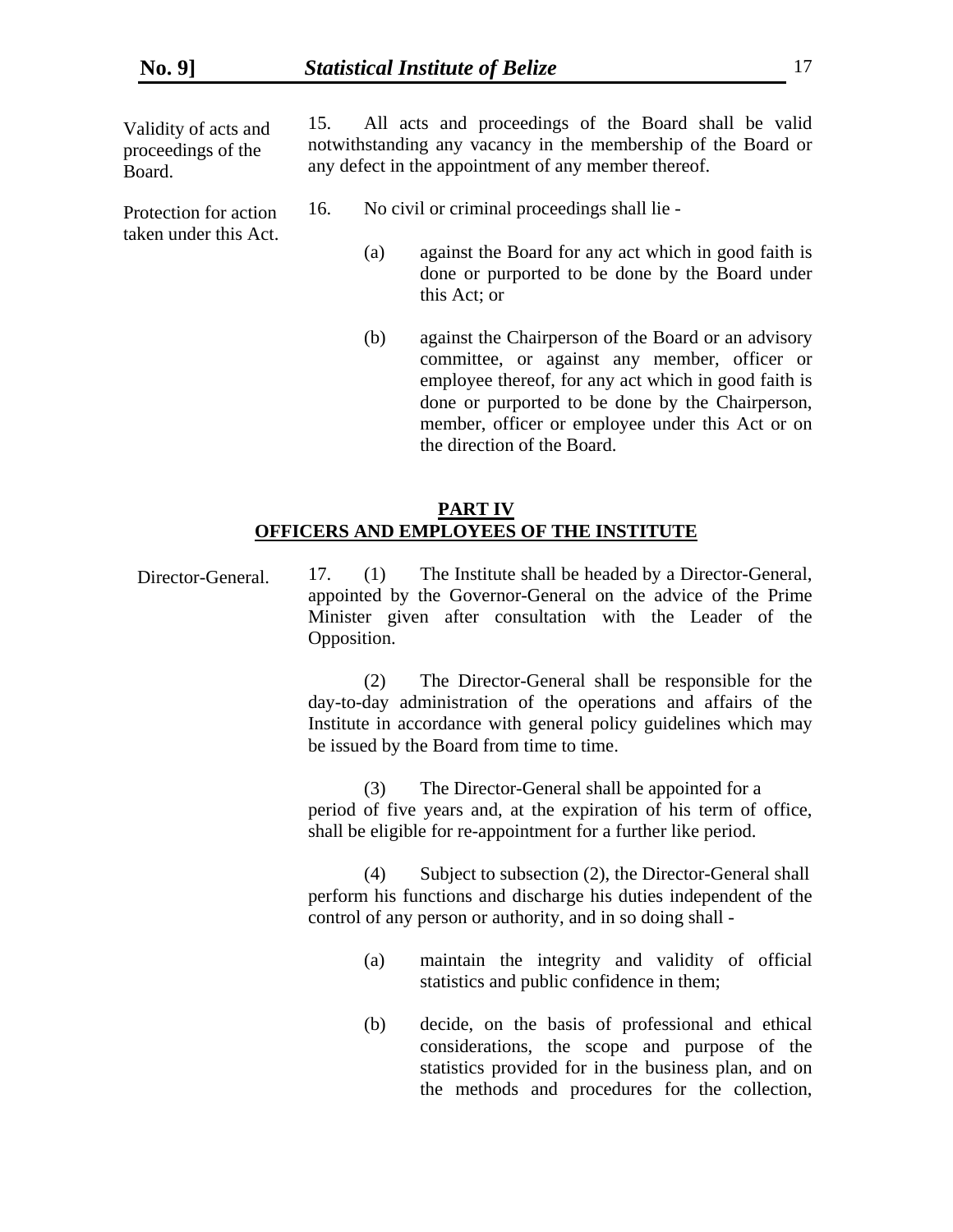Validity of acts and proceedings of the Board.

15. All acts and proceedings of the Board shall be valid notwithstanding any vacancy in the membership of the Board or any defect in the appointment of any member thereof.

Protection for action taken under this Act.

16. No civil or criminal proceedings shall lie -

(a) against the Board for any act which in good faith is done or purported to be done by the Board under this Act; or

(b) against the Chairperson of the Board or an advisory committee, or against any member, officer or employee thereof, for any act which in good faith is done or purported to be done by the Chairperson, member, officer or employee under this Act or on the direction of the Board.

## PART IV
## OFFICERS AND EMPLOYEES OF THE INSTITUTE

Director-General.

17. (1) The Institute shall be headed by a Director-General, appointed by the Governor-General on the advice of the Prime Minister given after consultation with the Leader of the Opposition.

(2) The Director-General shall be responsible for the day-to-day administration of the operations and affairs of the Institute in accordance with general policy guidelines which may be issued by the Board from time to time.

(3) The Director-General shall be appointed for a period of five years and, at the expiration of his term of office, shall be eligible for re-appointment for a further like period.

(4) Subject to subsection (2), the Director-General shall perform his functions and discharge his duties independent of the control of any person or authority, and in so doing shall -

(a) maintain the integrity and validity of official statistics and public confidence in them;

(b) decide, on the basis of professional and ethical considerations, the scope and purpose of the statistics provided for in the business plan, and on the methods and procedures for the collection,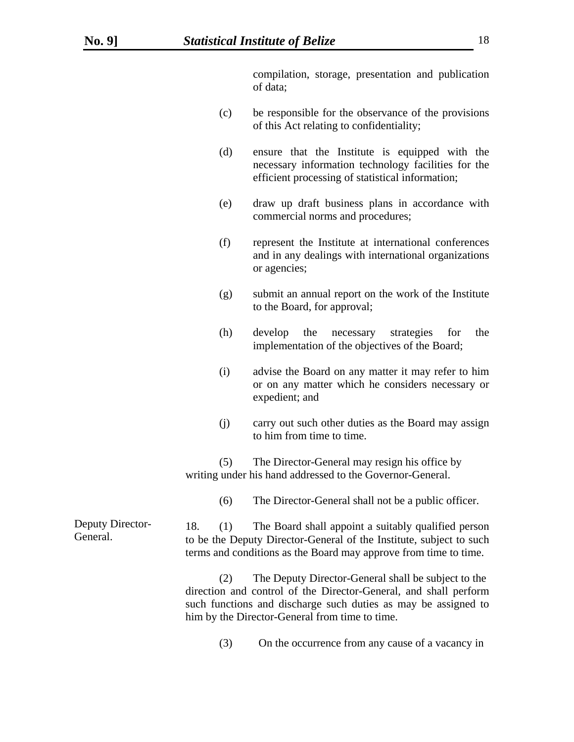compilation, storage, presentation and publication of data;

(c) be responsible for the observance of the provisions of this Act relating to confidentiality;

(d) ensure that the Institute is equipped with the necessary information technology facilities for the efficient processing of statistical information;

(e) draw up draft business plans in accordance with commercial norms and procedures;

(f) represent the Institute at international conferences and in any dealings with international organizations or agencies;

(g) submit an annual report on the work of the Institute to the Board, for approval;

(h) develop the necessary strategies for the implementation of the objectives of the Board;

(i) advise the Board on any matter it may refer to him or on any matter which he considers necessary or expedient; and

(j) carry out such other duties as the Board may assign to him from time to time.

(5) The Director-General may resign his office by writing under his hand addressed to the Governor-General.

(6) The Director-General shall not be a public officer.

Deputy Director-General.

18. (1) The Board shall appoint a suitably qualified person to be the Deputy Director-General of the Institute, subject to such terms and conditions as the Board may approve from time to time.

(2) The Deputy Director-General shall be subject to the direction and control of the Director-General, and shall perform such functions and discharge such duties as may be assigned to him by the Director-General from time to time.

(3) On the occurrence from any cause of a vacancy in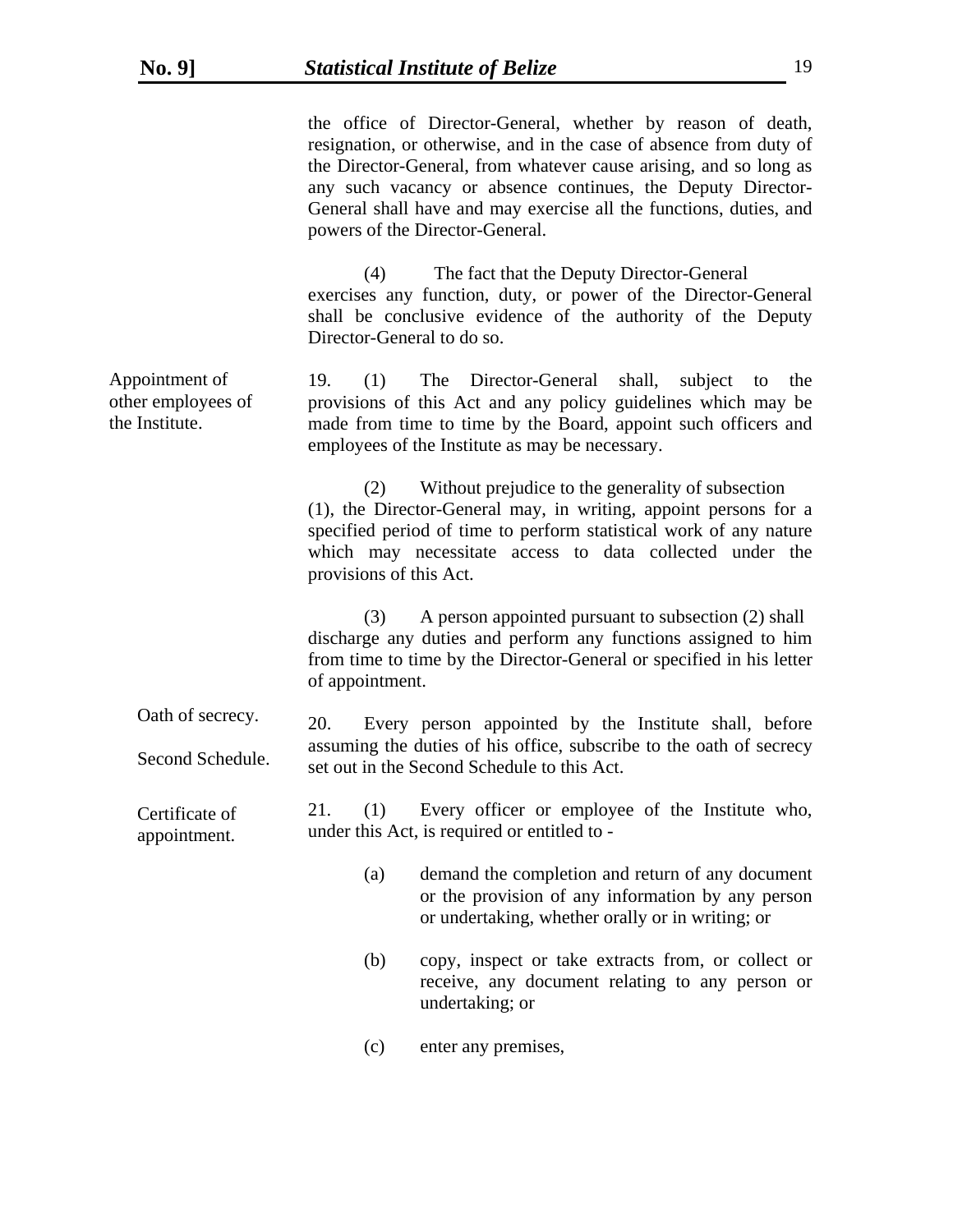the office of Director-General, whether by reason of death, resignation, or otherwise, and in the case of absence from duty of the Director-General, from whatever cause arising, and so long as any such vacancy or absence continues, the Deputy Director-General shall have and may exercise all the functions, duties, and powers of the Director-General.

(4) The fact that the Deputy Director-General exercises any function, duty, or power of the Director-General shall be conclusive evidence of the authority of the Deputy Director-General to do so.

Appointment of other employees of the Institute.

19. (1) The Director-General shall, subject to the provisions of this Act and any policy guidelines which may be made from time to time by the Board, appoint such officers and employees of the Institute as may be necessary.

(2) Without prejudice to the generality of subsection (1), the Director-General may, in writing, appoint persons for a specified period of time to perform statistical work of any nature which may necessitate access to data collected under the provisions of this Act.

(3) A person appointed pursuant to subsection (2) shall discharge any duties and perform any functions assigned to him from time to time by the Director-General or specified in his letter of appointment.

Oath of secrecy.

Second Schedule.

20. Every person appointed by the Institute shall, before assuming the duties of his office, subscribe to the oath of secrecy set out in the Second Schedule to this Act.

Certificate of appointment.

21. (1) Every officer or employee of the Institute who, under this Act, is required or entitled to -

(a) demand the completion and return of any document or the provision of any information by any person or undertaking, whether orally or in writing; or

(b) copy, inspect or take extracts from, or collect or receive, any document relating to any person or undertaking; or

(c) enter any premises,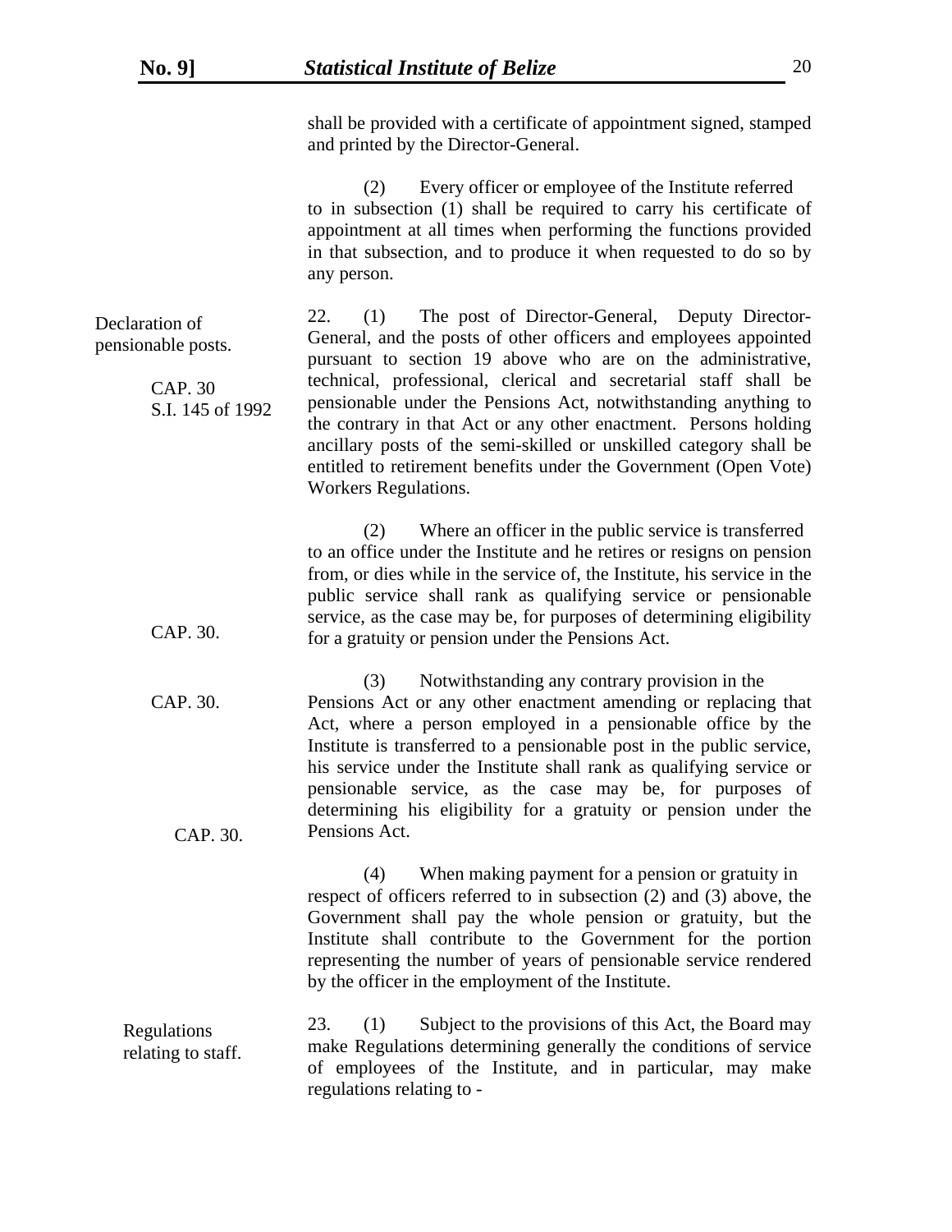shall be provided with a certificate of appointment signed, stamped and printed by the Director-General.

(2) Every officer or employee of the Institute referred to in subsection (1) shall be required to carry his certificate of appointment at all times when performing the functions provided in that subsection, and to produce it when requested to do so by any person.

Declaration of pensionable posts.

CAP. 30
S.I. 145 of 1992

22. (1) The post of Director-General, Deputy Director-General, and the posts of other officers and employees appointed pursuant to section 19 above who are on the administrative, technical, professional, clerical and secretarial staff shall be pensionable under the Pensions Act, notwithstanding anything to the contrary in that Act or any other enactment. Persons holding ancillary posts of the semi-skilled or unskilled category shall be entitled to retirement benefits under the Government (Open Vote) Workers Regulations.

(2) Where an officer in the public service is transferred to an office under the Institute and he retires or resigns on pension from, or dies while in the service of, the Institute, his service in the public service shall rank as qualifying service or pensionable service, as the case may be, for purposes of determining eligibility for a gratuity or pension under the Pensions Act.

CAP. 30.

(3) Notwithstanding any contrary provision in the Pensions Act or any other enactment amending or replacing that Act, where a person employed in a pensionable office by the Institute is transferred to a pensionable post in the public service, his service under the Institute shall rank as qualifying service or pensionable service, as the case may be, for purposes of determining his eligibility for a gratuity or pension under the Pensions Act.

CAP. 30.

CAP. 30.

(4) When making payment for a pension or gratuity in respect of officers referred to in subsection (2) and (3) above, the Government shall pay the whole pension or gratuity, but the Institute shall contribute to the Government for the portion representing the number of years of pensionable service rendered by the officer in the employment of the Institute.

Regulations relating to staff.

23. (1) Subject to the provisions of this Act, the Board may make Regulations determining generally the conditions of service of employees of the Institute, and in particular, may make regulations relating to -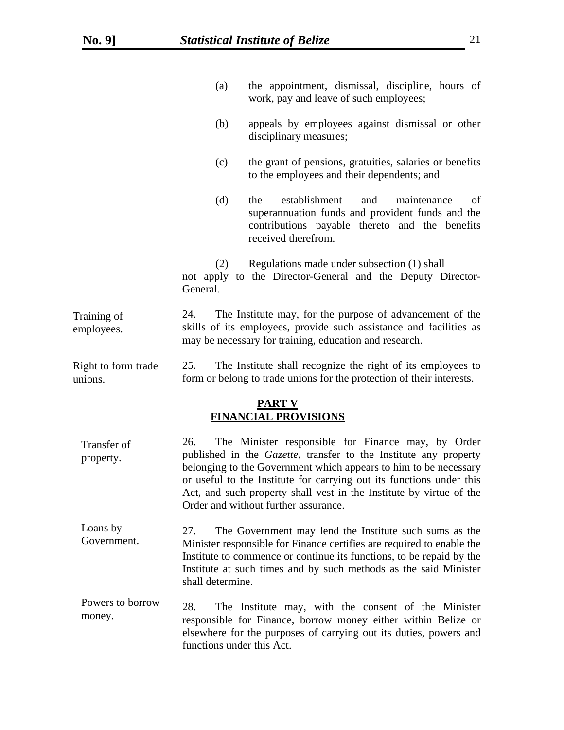(a) the appointment, dismissal, discipline, hours of work, pay and leave of such employees;

(b) appeals by employees against dismissal or other disciplinary measures;

(c) the grant of pensions, gratuities, salaries or benefits to the employees and their dependents; and

(d) the establishment and maintenance of superannuation funds and provident funds and the contributions payable thereto and the benefits received therefrom.

(2) Regulations made under subsection (1) shall not apply to the Director-General and the Deputy Director-General.

Training of employees.

24. The Institute may, for the purpose of advancement of the skills of its employees, provide such assistance and facilities as may be necessary for training, education and research.

Right to form trade unions.

25. The Institute shall recognize the right of its employees to form or belong to trade unions for the protection of their interests.

## PART V
## FINANCIAL PROVISIONS

Transfer of property.

26. The Minister responsible for Finance may, by Order published in the *Gazette*, transfer to the Institute any property belonging to the Government which appears to him to be necessary or useful to the Institute for carrying out its functions under this Act, and such property shall vest in the Institute by virtue of the Order and without further assurance.

Loans by Government.

27. The Government may lend the Institute such sums as the Minister responsible for Finance certifies are required to enable the Institute to commence or continue its functions, to be repaid by the Institute at such times and by such methods as the said Minister shall determine.

Powers to borrow money.

28. The Institute may, with the consent of the Minister responsible for Finance, borrow money either within Belize or elsewhere for the purposes of carrying out its duties, powers and functions under this Act.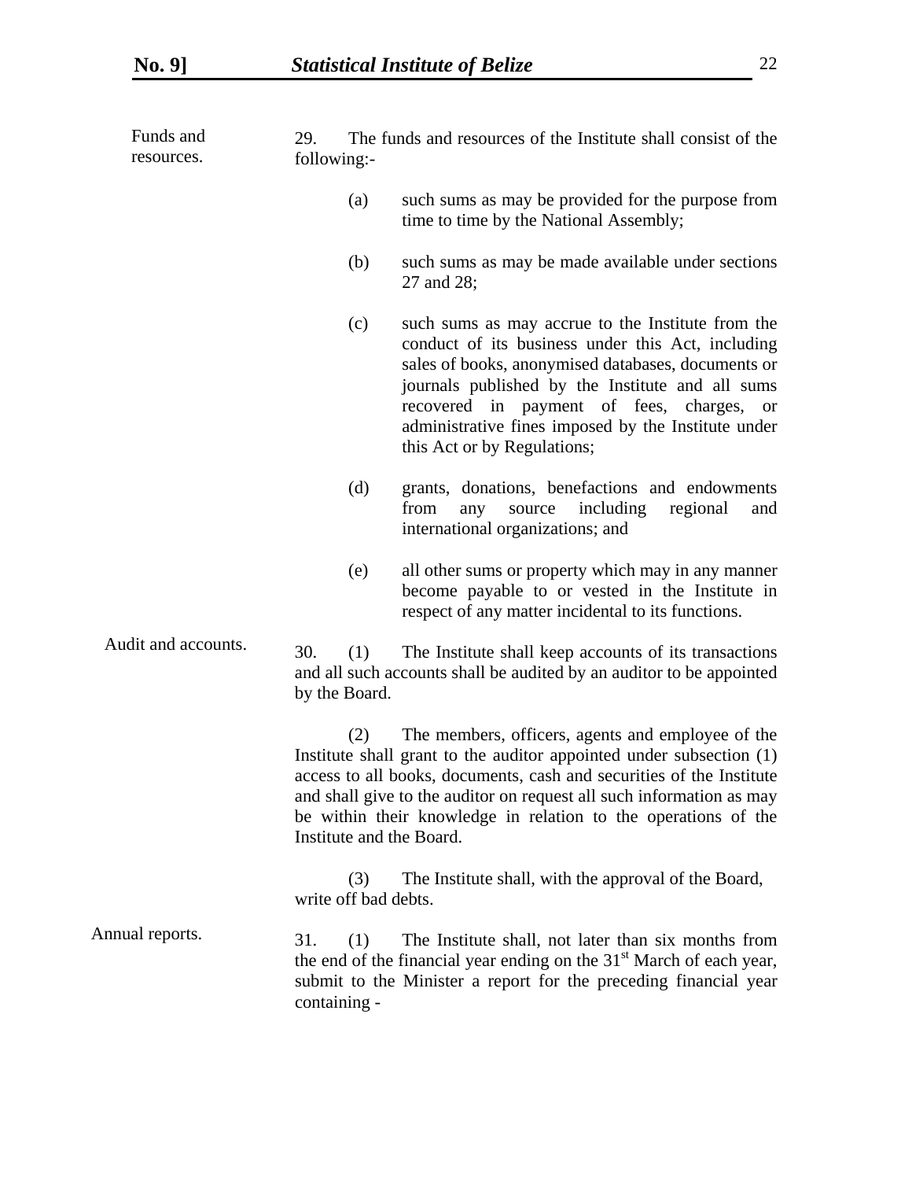Funds and resources.

29. The funds and resources of the Institute shall consist of the following:-

(a) such sums as may be provided for the purpose from time to time by the National Assembly;

(b) such sums as may be made available under sections 27 and 28;

(c) such sums as may accrue to the Institute from the conduct of its business under this Act, including sales of books, anonymised databases, documents or journals published by the Institute and all sums recovered in payment of fees, charges, or administrative fines imposed by the Institute under this Act or by Regulations;

(d) grants, donations, benefactions and endowments from any source including regional and international organizations; and

(e) all other sums or property which may in any manner become payable to or vested in the Institute in respect of any matter incidental to its functions.

Audit and accounts.

30. (1) The Institute shall keep accounts of its transactions and all such accounts shall be audited by an auditor to be appointed by the Board.

(2) The members, officers, agents and employee of the Institute shall grant to the auditor appointed under subsection (1) access to all books, documents, cash and securities of the Institute and shall give to the auditor on request all such information as may be within their knowledge in relation to the operations of the Institute and the Board.

(3) The Institute shall, with the approval of the Board, write off bad debts.

Annual reports.

31. (1) The Institute shall, not later than six months from the end of the financial year ending on the 31st March of each year, submit to the Minister a report for the preceding financial year containing -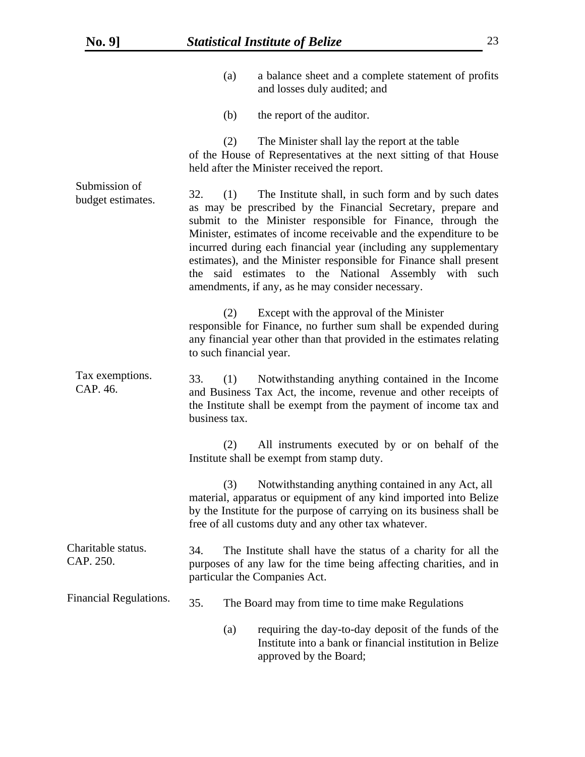(a) a balance sheet and a complete statement of profits and losses duly audited; and

(b) the report of the auditor.

(2) The Minister shall lay the report at the table of the House of Representatives at the next sitting of that House held after the Minister received the report.

Submission of budget estimates.

32. (1) The Institute shall, in such form and by such dates as may be prescribed by the Financial Secretary, prepare and submit to the Minister responsible for Finance, through the Minister, estimates of income receivable and the expenditure to be incurred during each financial year (including any supplementary estimates), and the Minister responsible for Finance shall present the said estimates to the National Assembly with such amendments, if any, as he may consider necessary.

(2) Except with the approval of the Minister responsible for Finance, no further sum shall be expended during any financial year other than that provided in the estimates relating to such financial year.

Tax exemptions. CAP. 46.

33. (1) Notwithstanding anything contained in the Income and Business Tax Act, the income, revenue and other receipts of the Institute shall be exempt from the payment of income tax and business tax.

(2) All instruments executed by or on behalf of the Institute shall be exempt from stamp duty.

(3) Notwithstanding anything contained in any Act, all material, apparatus or equipment of any kind imported into Belize by the Institute for the purpose of carrying on its business shall be free of all customs duty and any other tax whatever.

Charitable status. CAP. 250.

34. The Institute shall have the status of a charity for all the purposes of any law for the time being affecting charities, and in particular the Companies Act.

Financial Regulations.

35. The Board may from time to time make Regulations

(a) requiring the day-to-day deposit of the funds of the Institute into a bank or financial institution in Belize approved by the Board;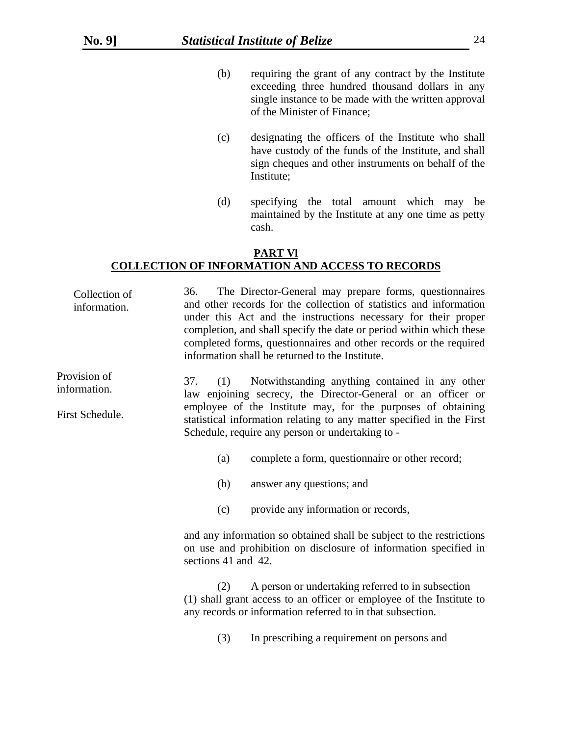(b) requiring the grant of any contract by the Institute exceeding three hundred thousand dollars in any single instance to be made with the written approval of the Minister of Finance;

(c) designating the officers of the Institute who shall have custody of the funds of the Institute, and shall sign cheques and other instruments on behalf of the Institute;

(d) specifying the total amount which may be maintained by the Institute at any one time as petty cash.

## PART VI
## COLLECTION OF INFORMATION AND ACCESS TO RECORDS

Collection of information.

36. The Director-General may prepare forms, questionnaires and other records for the collection of statistics and information under this Act and the instructions necessary for their proper completion, and shall specify the date or period within which these completed forms, questionnaires and other records or the required information shall be returned to the Institute.

Provision of information.

First Schedule.

37. (1) Notwithstanding anything contained in any other law enjoining secrecy, the Director-General or an officer or employee of the Institute may, for the purposes of obtaining statistical information relating to any matter specified in the First Schedule, require any person or undertaking to -

(a) complete a form, questionnaire or other record;

(b) answer any questions; and

(c) provide any information or records,

and any information so obtained shall be subject to the restrictions on use and prohibition on disclosure of information specified in sections 41 and 42.

(2) A person or undertaking referred to in subsection (1) shall grant access to an officer or employee of the Institute to any records or information referred to in that subsection.

(3) In prescribing a requirement on persons and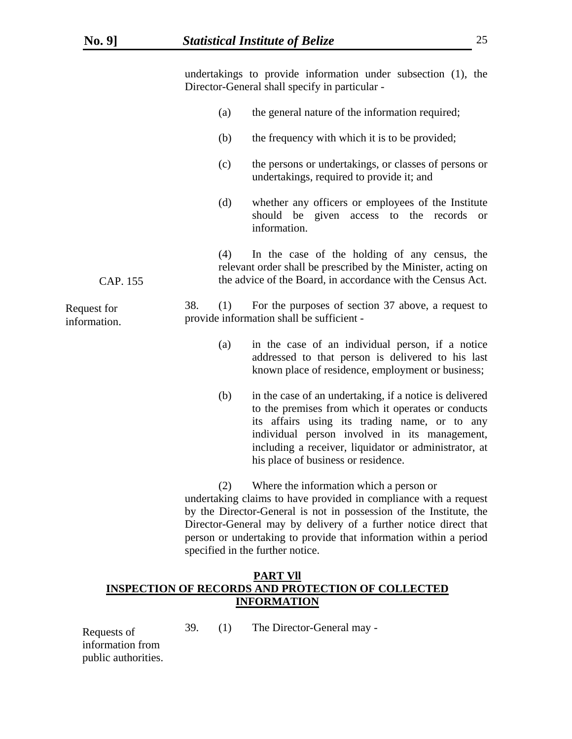undertakings to provide information under subsection (1), the Director-General shall specify in particular -

(a) the general nature of the information required;

(b) the frequency with which it is to be provided;

(c) the persons or undertakings, or classes of persons or undertakings, required to provide it; and

(d) whether any officers or employees of the Institute should be given access to the records or information.

CAP. 155

(4) In the case of the holding of any census, the relevant order shall be prescribed by the Minister, acting on the advice of the Board, in accordance with the Census Act.

Request for information.

38. (1) For the purposes of section 37 above, a request to provide information shall be sufficient -

(a) in the case of an individual person, if a notice addressed to that person is delivered to his last known place of residence, employment or business;

(b) in the case of an undertaking, if a notice is delivered to the premises from which it operates or conducts its affairs using its trading name, or to any individual person involved in its management, including a receiver, liquidator or administrator, at his place of business or residence.

(2) Where the information which a person or undertaking claims to have provided in compliance with a request by the Director-General is not in possession of the Institute, the Director-General may by delivery of a further notice direct that person or undertaking to provide that information within a period specified in the further notice.

## PART VII
## INSPECTION OF RECORDS AND PROTECTION OF COLLECTED INFORMATION

Requests of information from public authorities.

39. (1) The Director-General may -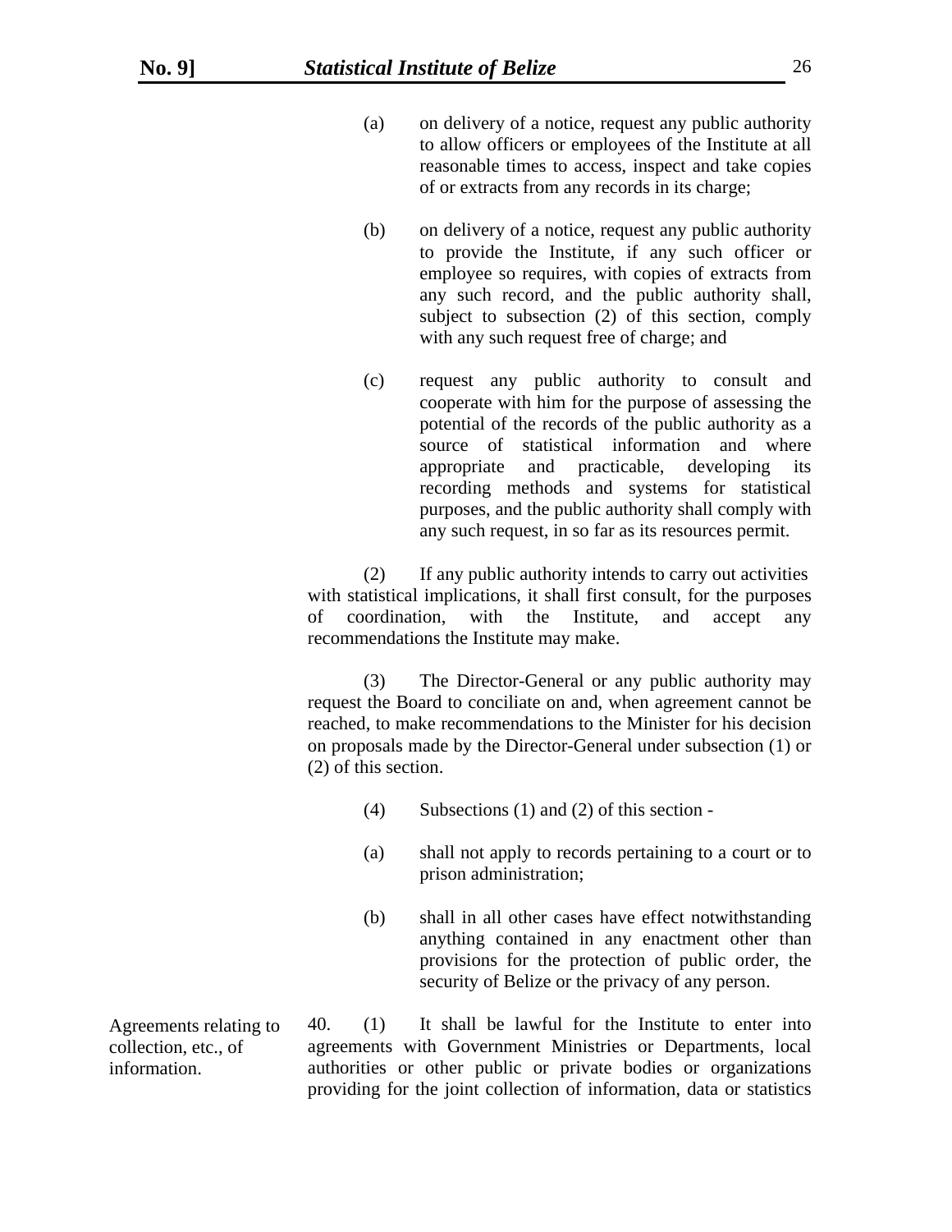(a) on delivery of a notice, request any public authority to allow officers or employees of the Institute at all reasonable times to access, inspect and take copies of or extracts from any records in its charge;

(b) on delivery of a notice, request any public authority to provide the Institute, if any such officer or employee so requires, with copies of extracts from any such record, and the public authority shall, subject to subsection (2) of this section, comply with any such request free of charge; and

(c) request any public authority to consult and cooperate with him for the purpose of assessing the potential of the records of the public authority as a source of statistical information and where appropriate and practicable, developing its recording methods and systems for statistical purposes, and the public authority shall comply with any such request, in so far as its resources permit.

(2) If any public authority intends to carry out activities with statistical implications, it shall first consult, for the purposes of coordination, with the Institute, and accept any recommendations the Institute may make.

(3) The Director-General or any public authority may request the Board to conciliate on and, when agreement cannot be reached, to make recommendations to the Minister for his decision on proposals made by the Director-General under subsection (1) or (2) of this section.

(4) Subsections (1) and (2) of this section -

(a) shall not apply to records pertaining to a court or to prison administration;

(b) shall in all other cases have effect notwithstanding anything contained in any enactment other than provisions for the protection of public order, the security of Belize or the privacy of any person.

Agreements relating to collection, etc., of information.

40. (1) It shall be lawful for the Institute to enter into agreements with Government Ministries or Departments, local authorities or other public or private bodies or organizations providing for the joint collection of information, data or statistics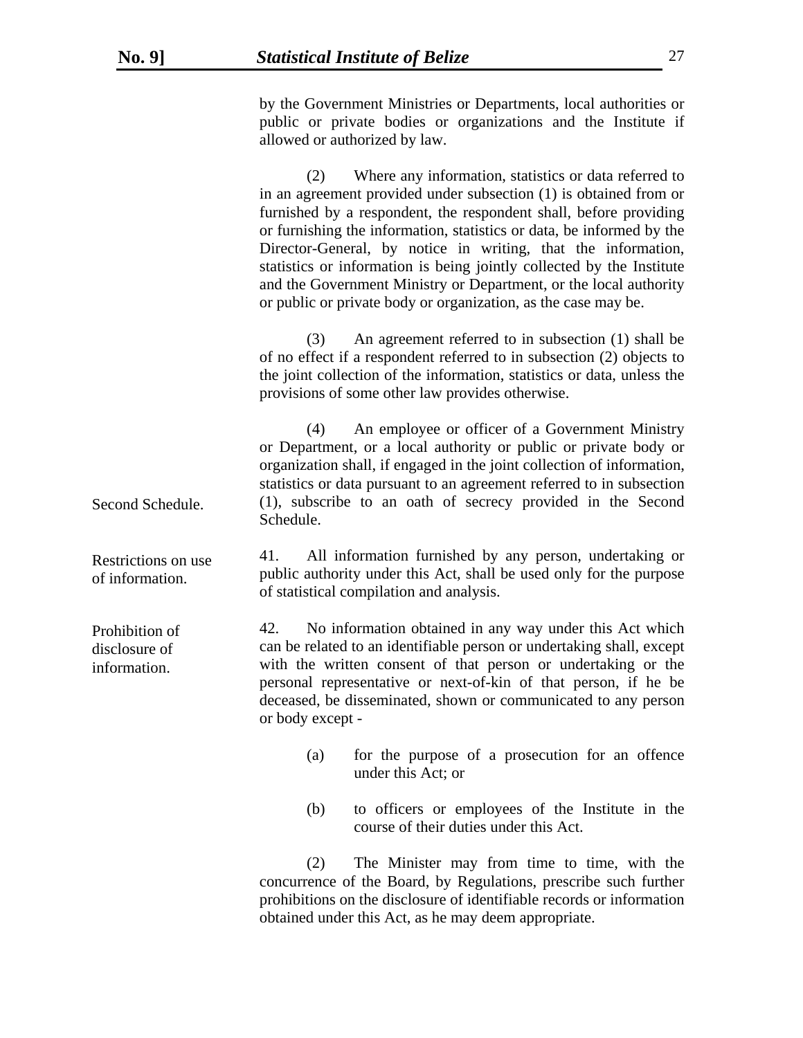by the Government Ministries or Departments, local authorities or public or private bodies or organizations and the Institute if allowed or authorized by law.

(2) Where any information, statistics or data referred to in an agreement provided under subsection (1) is obtained from or furnished by a respondent, the respondent shall, before providing or furnishing the information, statistics or data, be informed by the Director-General, by notice in writing, that the information, statistics or information is being jointly collected by the Institute and the Government Ministry or Department, or the local authority or public or private body or organization, as the case may be.

(3) An agreement referred to in subsection (1) shall be of no effect if a respondent referred to in subsection (2) objects to the joint collection of the information, statistics or data, unless the provisions of some other law provides otherwise.

(4) An employee or officer of a Government Ministry or Department, or a local authority or public or private body or organization shall, if engaged in the joint collection of information, statistics or data pursuant to an agreement referred to in subsection (1), subscribe to an oath of secrecy provided in the Second Schedule.

*Second Schedule.*

*Restrictions on use of information.*

41. All information furnished by any person, undertaking or public authority under this Act, shall be used only for the purpose of statistical compilation and analysis.

*Prohibition of disclosure of information.*

42. No information obtained in any way under this Act which can be related to an identifiable person or undertaking shall, except with the written consent of that person or undertaking or the personal representative or next-of-kin of that person, if he be deceased, be disseminated, shown or communicated to any person or body except -

(a) for the purpose of a prosecution for an offence under this Act; or

(b) to officers or employees of the Institute in the course of their duties under this Act.

(2) The Minister may from time to time, with the concurrence of the Board, by Regulations, prescribe such further prohibitions on the disclosure of identifiable records or information obtained under this Act, as he may deem appropriate.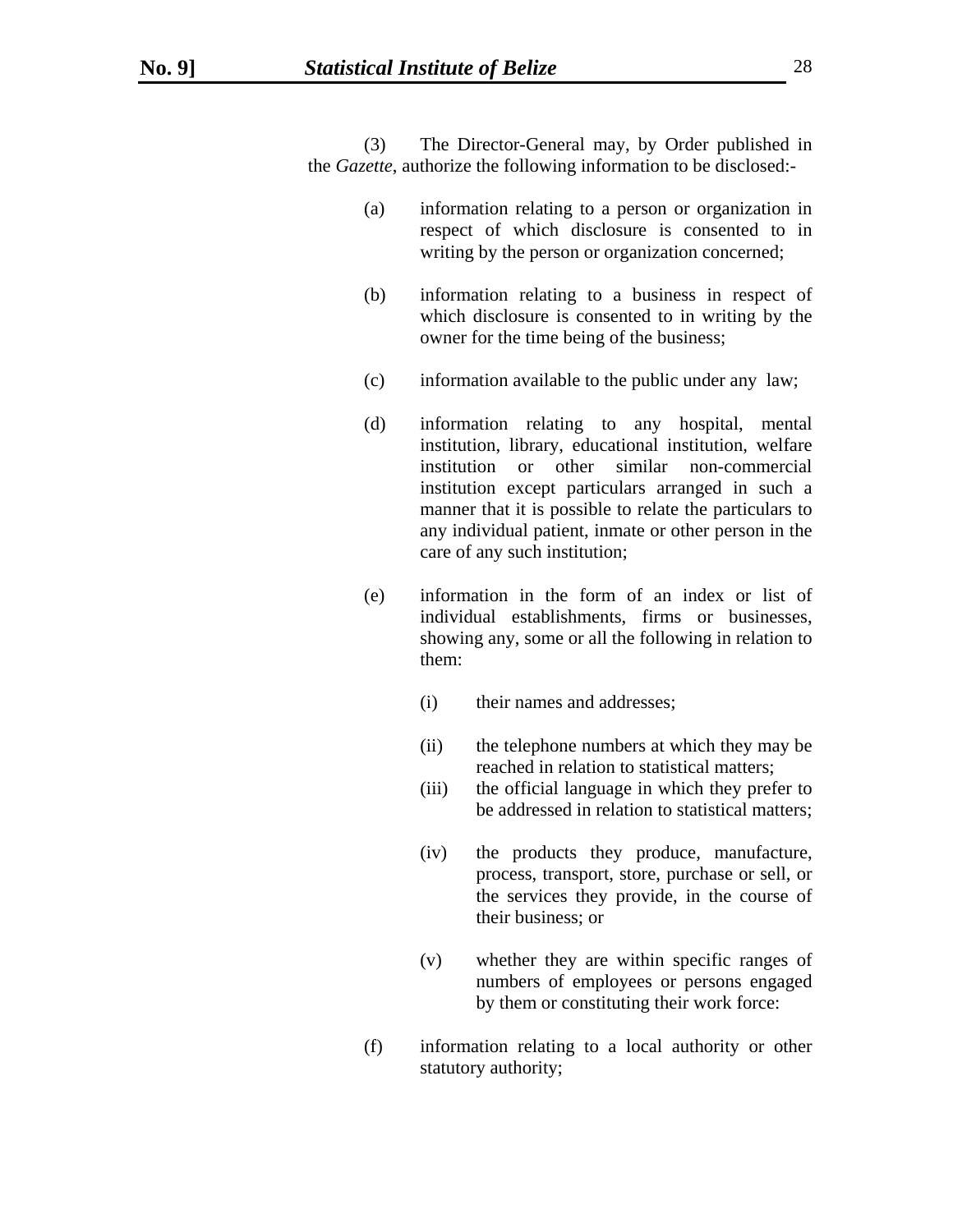(3) The Director-General may, by Order published in the *Gazette*, authorize the following information to be disclosed:-

(a) information relating to a person or organization in respect of which disclosure is consented to in writing by the person or organization concerned;

(b) information relating to a business in respect of which disclosure is consented to in writing by the owner for the time being of the business;

(c) information available to the public under any law;

(d) information relating to any hospital, mental institution, library, educational institution, welfare institution or other similar non-commercial institution except particulars arranged in such a manner that it is possible to relate the particulars to any individual patient, inmate or other person in the care of any such institution;

(e) information in the form of an index or list of individual establishments, firms or businesses, showing any, some or all the following in relation to them:

(i) their names and addresses;

(ii) the telephone numbers at which they may be reached in relation to statistical matters;

(iii) the official language in which they prefer to be addressed in relation to statistical matters;

(iv) the products they produce, manufacture, process, transport, store, purchase or sell, or the services they provide, in the course of their business; or

(v) whether they are within specific ranges of numbers of employees or persons engaged by them or constituting their work force:

(f) information relating to a local authority or other statutory authority;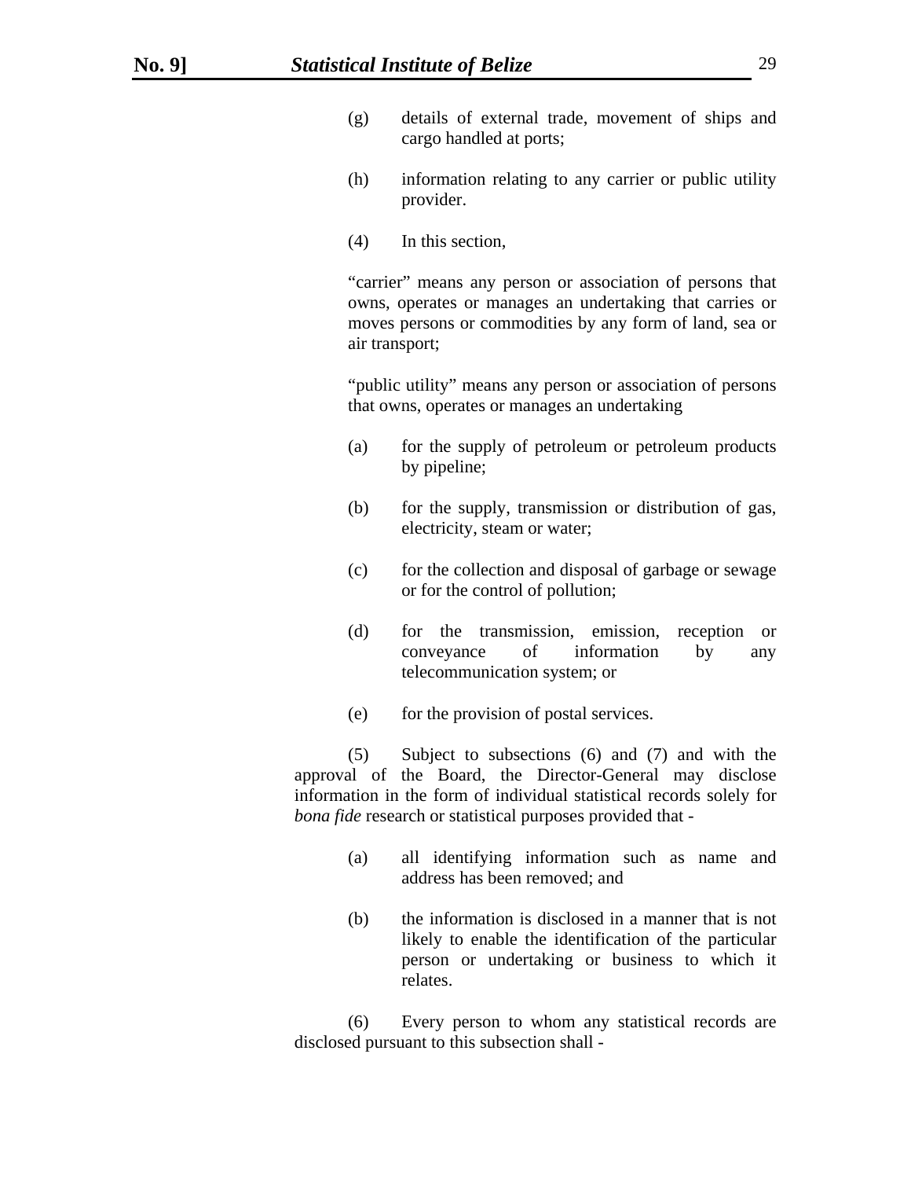(g) details of external trade, movement of ships and cargo handled at ports;

(h) information relating to any carrier or public utility provider.

(4) In this section,

"carrier" means any person or association of persons that owns, operates or manages an undertaking that carries or moves persons or commodities by any form of land, sea or air transport;

"public utility" means any person or association of persons that owns, operates or manages an undertaking

(a) for the supply of petroleum or petroleum products by pipeline;

(b) for the supply, transmission or distribution of gas, electricity, steam or water;

(c) for the collection and disposal of garbage or sewage or for the control of pollution;

(d) for the transmission, emission, reception or conveyance of information by any telecommunication system; or

(e) for the provision of postal services.

(5) Subject to subsections (6) and (7) and with the approval of the Board, the Director-General may disclose information in the form of individual statistical records solely for *bona fide* research or statistical purposes provided that -

(a) all identifying information such as name and address has been removed; and

(b) the information is disclosed in a manner that is not likely to enable the identification of the particular person or undertaking or business to which it relates.

(6) Every person to whom any statistical records are disclosed pursuant to this subsection shall -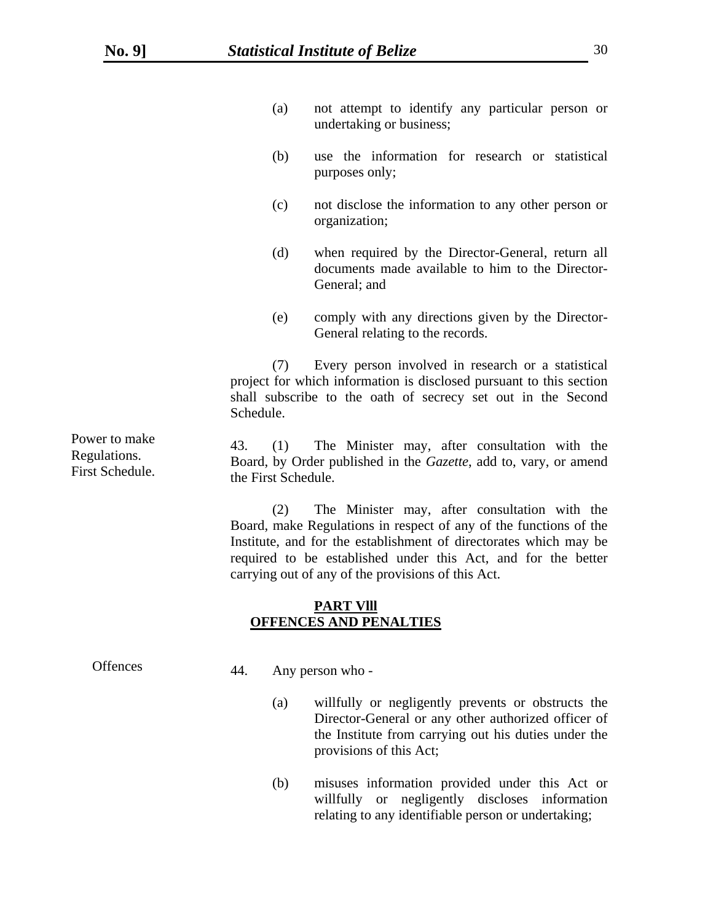(a) not attempt to identify any particular person or undertaking or business;

(b) use the information for research or statistical purposes only;

(c) not disclose the information to any other person or organization;

(d) when required by the Director-General, return all documents made available to him to the Director-General; and

(e) comply with any directions given by the Director-General relating to the records.

(7) Every person involved in research or a statistical project for which information is disclosed pursuant to this section shall subscribe to the oath of secrecy set out in the Second Schedule.

Power to make Regulations. First Schedule.

43. (1) The Minister may, after consultation with the Board, by Order published in the *Gazette*, add to, vary, or amend the First Schedule.

(2) The Minister may, after consultation with the Board, make Regulations in respect of any of the functions of the Institute, and for the establishment of directorates which may be required to be established under this Act, and for the better carrying out of any of the provisions of this Act.

## PART VIII
## OFFENCES AND PENALTIES

Offences

44. Any person who -

(a) willfully or negligently prevents or obstructs the Director-General or any other authorized officer of the Institute from carrying out his duties under the provisions of this Act;

(b) misuses information provided under this Act or willfully or negligently discloses information relating to any identifiable person or undertaking;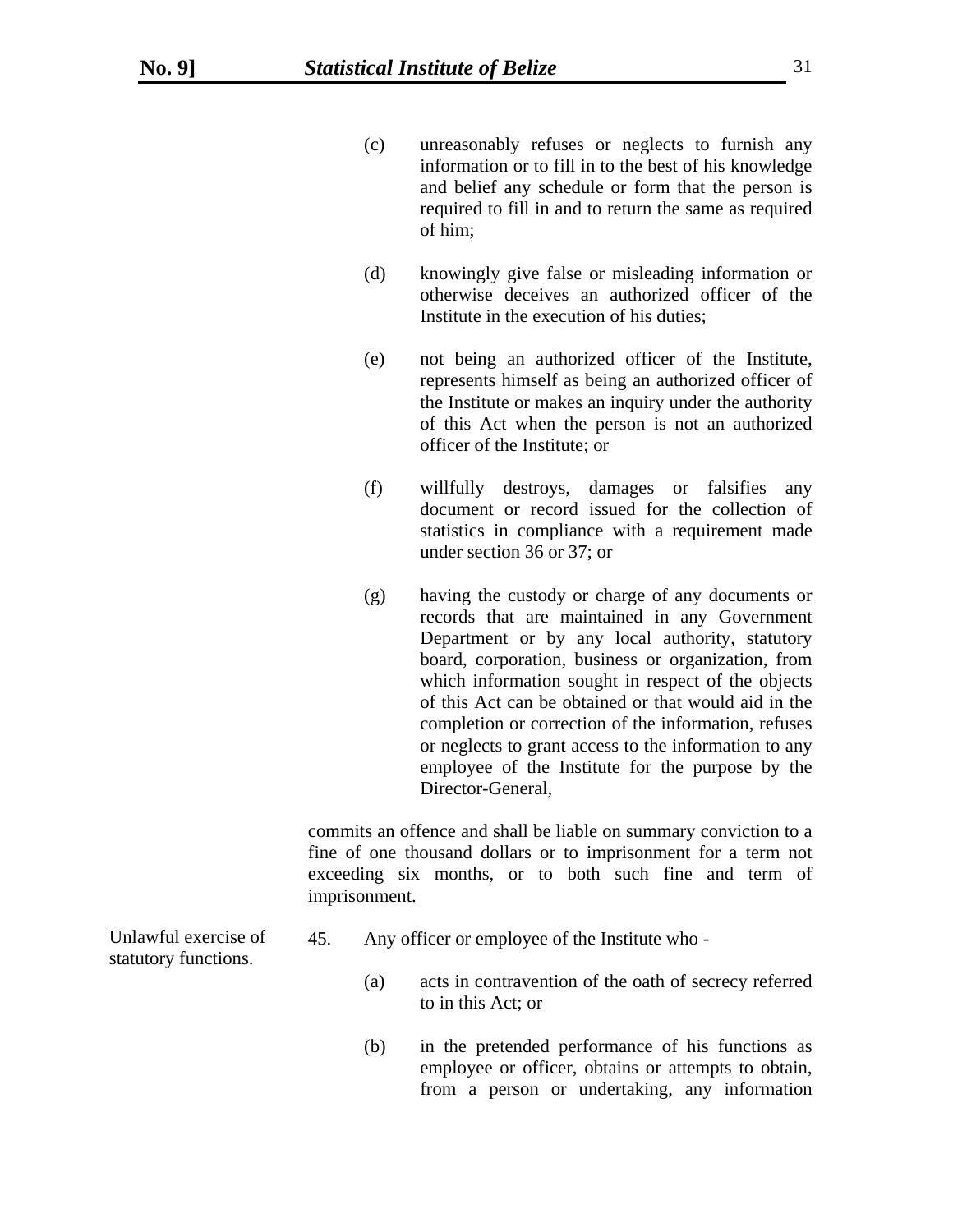(c) unreasonably refuses or neglects to furnish any information or to fill in to the best of his knowledge and belief any schedule or form that the person is required to fill in and to return the same as required of him;

(d) knowingly give false or misleading information or otherwise deceives an authorized officer of the Institute in the execution of his duties;

(e) not being an authorized officer of the Institute, represents himself as being an authorized officer of the Institute or makes an inquiry under the authority of this Act when the person is not an authorized officer of the Institute; or

(f) willfully destroys, damages or falsifies any document or record issued for the collection of statistics in compliance with a requirement made under section 36 or 37; or

(g) having the custody or charge of any documents or records that are maintained in any Government Department or by any local authority, statutory board, corporation, business or organization, from which information sought in respect of the objects of this Act can be obtained or that would aid in the completion or correction of the information, refuses or neglects to grant access to the information to any employee of the Institute for the purpose by the Director-General,

commits an offence and shall be liable on summary conviction to a fine of one thousand dollars or to imprisonment for a term not exceeding six months, or to both such fine and term of imprisonment.

Unlawful exercise of statutory functions.

45. Any officer or employee of the Institute who -

(a) acts in contravention of the oath of secrecy referred to in this Act; or

(b) in the pretended performance of his functions as employee or officer, obtains or attempts to obtain, from a person or undertaking, any information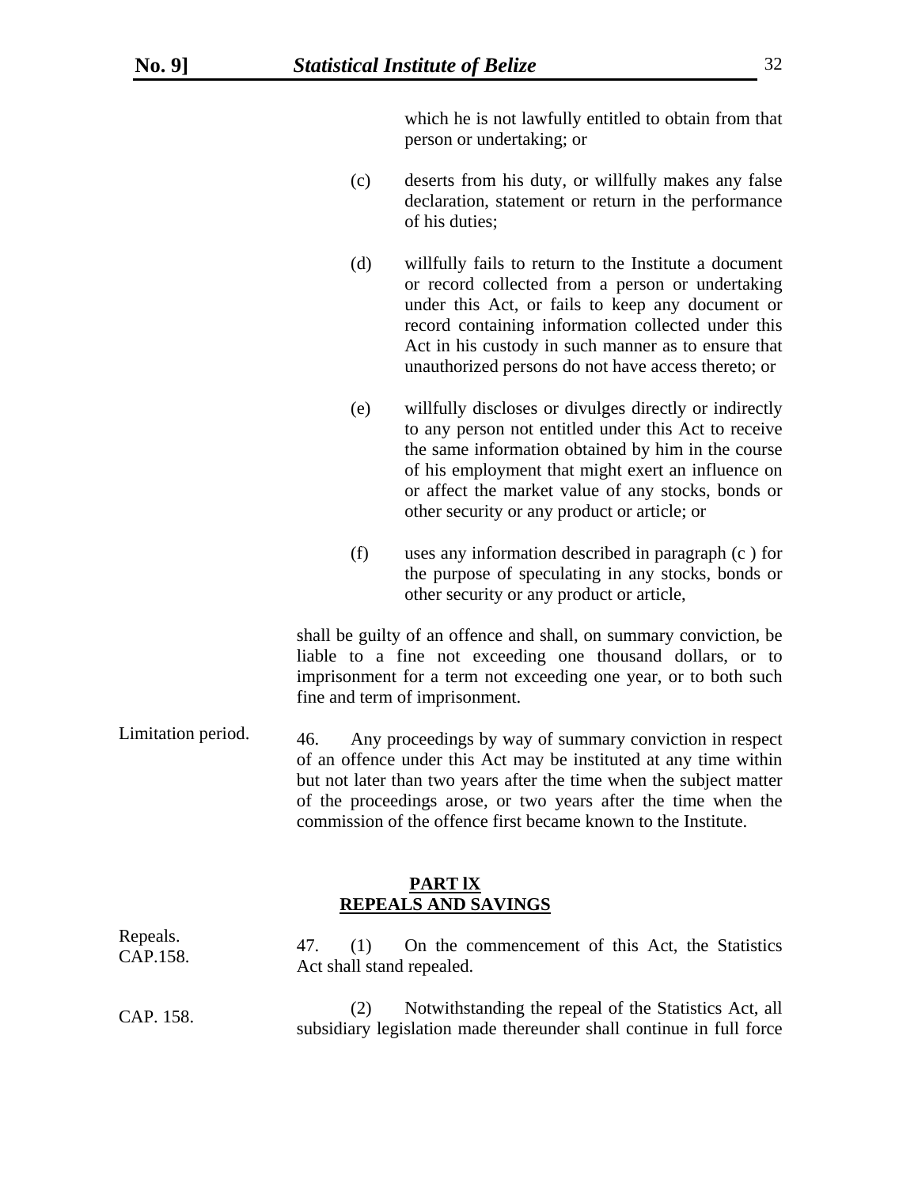which he is not lawfully entitled to obtain from that person or undertaking; or

(c) deserts from his duty, or willfully makes any false declaration, statement or return in the performance of his duties;

(d) willfully fails to return to the Institute a document or record collected from a person or undertaking under this Act, or fails to keep any document or record containing information collected under this Act in his custody in such manner as to ensure that unauthorized persons do not have access thereto; or

(e) willfully discloses or divulges directly or indirectly to any person not entitled under this Act to receive the same information obtained by him in the course of his employment that might exert an influence on or affect the market value of any stocks, bonds or other security or any product or article; or

(f) uses any information described in paragraph (c ) for the purpose of speculating in any stocks, bonds or other security or any product or article,

shall be guilty of an offence and shall, on summary conviction, be liable to a fine not exceeding one thousand dollars, or to imprisonment for a term not exceeding one year, or to both such fine and term of imprisonment.

Limitation period.

46. Any proceedings by way of summary conviction in respect of an offence under this Act may be instituted at any time within but not later than two years after the time when the subject matter of the proceedings arose, or two years after the time when the commission of the offence first became known to the Institute.

## PART lX
## REPEALS AND SAVINGS

Repeals. CAP.158.

47. (1) On the commencement of this Act, the Statistics Act shall stand repealed.

CAP. 158.

(2) Notwithstanding the repeal of the Statistics Act, all subsidiary legislation made thereunder shall continue in full force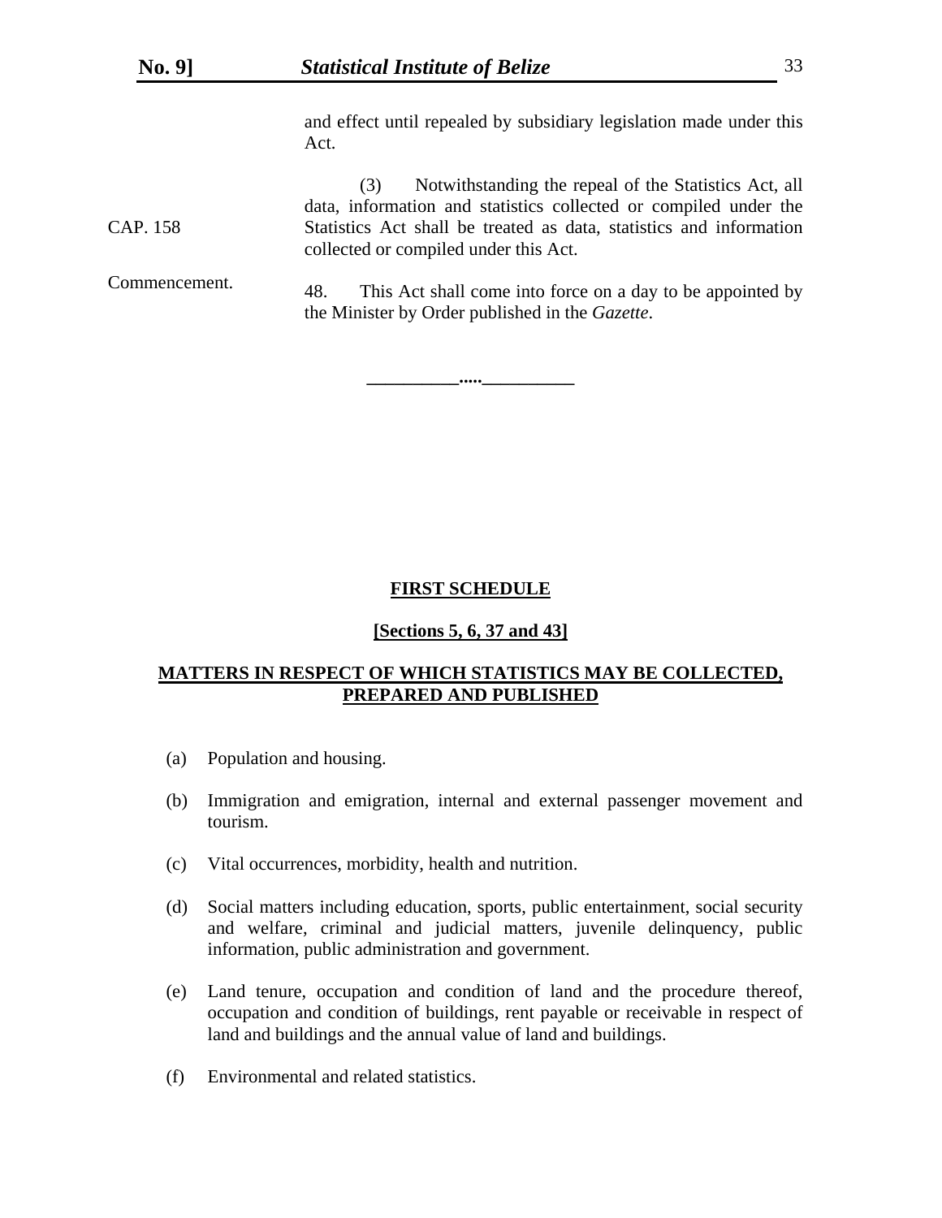and effect until repealed by subsidiary legislation made under this Act.

CAP. 158

(3) Notwithstanding the repeal of the Statistics Act, all data, information and statistics collected or compiled under the Statistics Act shall be treated as data, statistics and information collected or compiled under this Act.

Commencement.

48. This Act shall come into force on a day to be appointed by the Minister by Order published in the *Gazette*.

__________.....__________

## FIRST SCHEDULE

**[Sections 5, 6, 37 and 43]**

**MATTERS IN RESPECT OF WHICH STATISTICS MAY BE COLLECTED, PREPARED AND PUBLISHED**

(a) Population and housing.

(b) Immigration and emigration, internal and external passenger movement and tourism.

(c) Vital occurrences, morbidity, health and nutrition.

(d) Social matters including education, sports, public entertainment, social security and welfare, criminal and judicial matters, juvenile delinquency, public information, public administration and government.

(e) Land tenure, occupation and condition of land and the procedure thereof, occupation and condition of buildings, rent payable or receivable in respect of land and buildings and the annual value of land and buildings.

(f) Environmental and related statistics.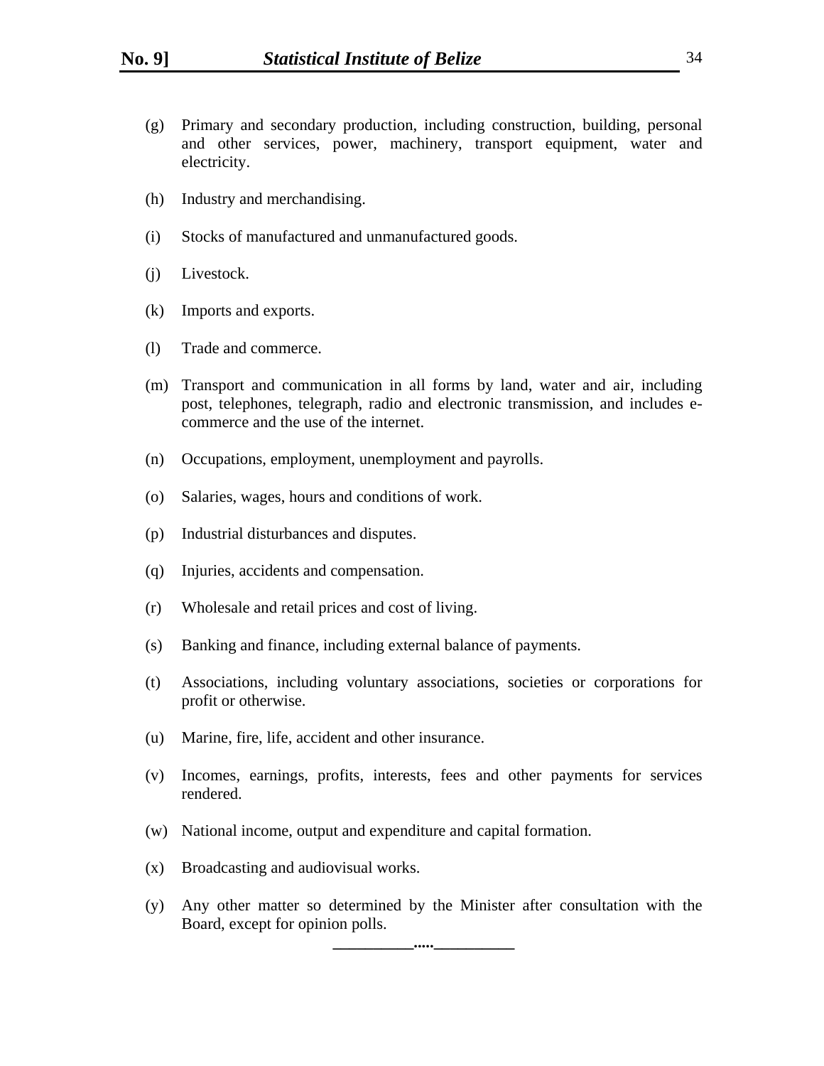(g) Primary and secondary production, including construction, building, personal and other services, power, machinery, transport equipment, water and electricity.

(h) Industry and merchandising.

(i) Stocks of manufactured and unmanufactured goods.

(j) Livestock.

(k) Imports and exports.

(l) Trade and commerce.

(m) Transport and communication in all forms by land, water and air, including post, telephones, telegraph, radio and electronic transmission, and includes e-commerce and the use of the internet.

(n) Occupations, employment, unemployment and payrolls.

(o) Salaries, wages, hours and conditions of work.

(p) Industrial disturbances and disputes.

(q) Injuries, accidents and compensation.

(r) Wholesale and retail prices and cost of living.

(s) Banking and finance, including external balance of payments.

(t) Associations, including voluntary associations, societies or corporations for profit or otherwise.

(u) Marine, fire, life, accident and other insurance.

(v) Incomes, earnings, profits, interests, fees and other payments for services rendered.

(w) National income, output and expenditure and capital formation.

(x) Broadcasting and audiovisual works.

(y) Any other matter so determined by the Minister after consultation with the Board, except for opinion polls.

__________.....__________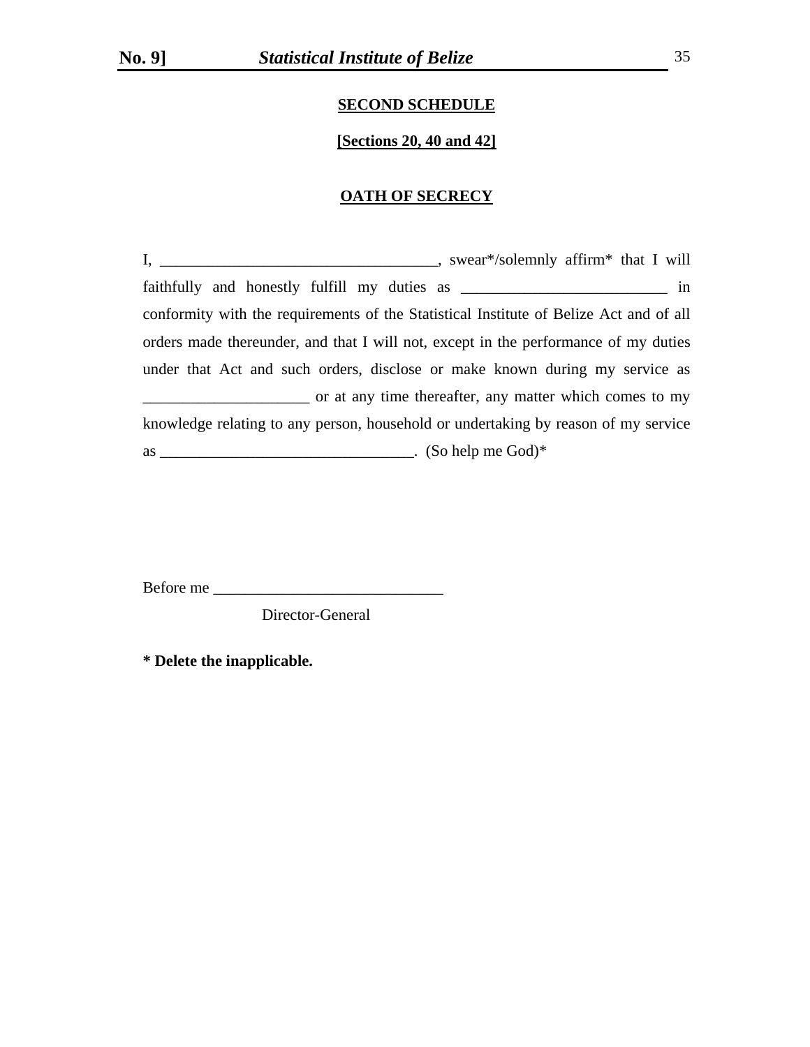## SECOND SCHEDULE

**[Sections 20, 40 and 42]**

## OATH OF SECRECY

I, ___________________________________, swear*/solemnly affirm* that I will faithfully and honestly fulfill my duties as __________________________ in conformity with the requirements of the Statistical Institute of Belize Act and of all orders made thereunder, and that I will not, except in the performance of my duties under that Act and such orders, disclose or make known during my service as _____________________ or at any time thereafter, any matter which comes to my knowledge relating to any person, household or undertaking by reason of my service as ________________________________. (So help me God)*

Before me _____________________________

Director-General

**\* Delete the inapplicable.**